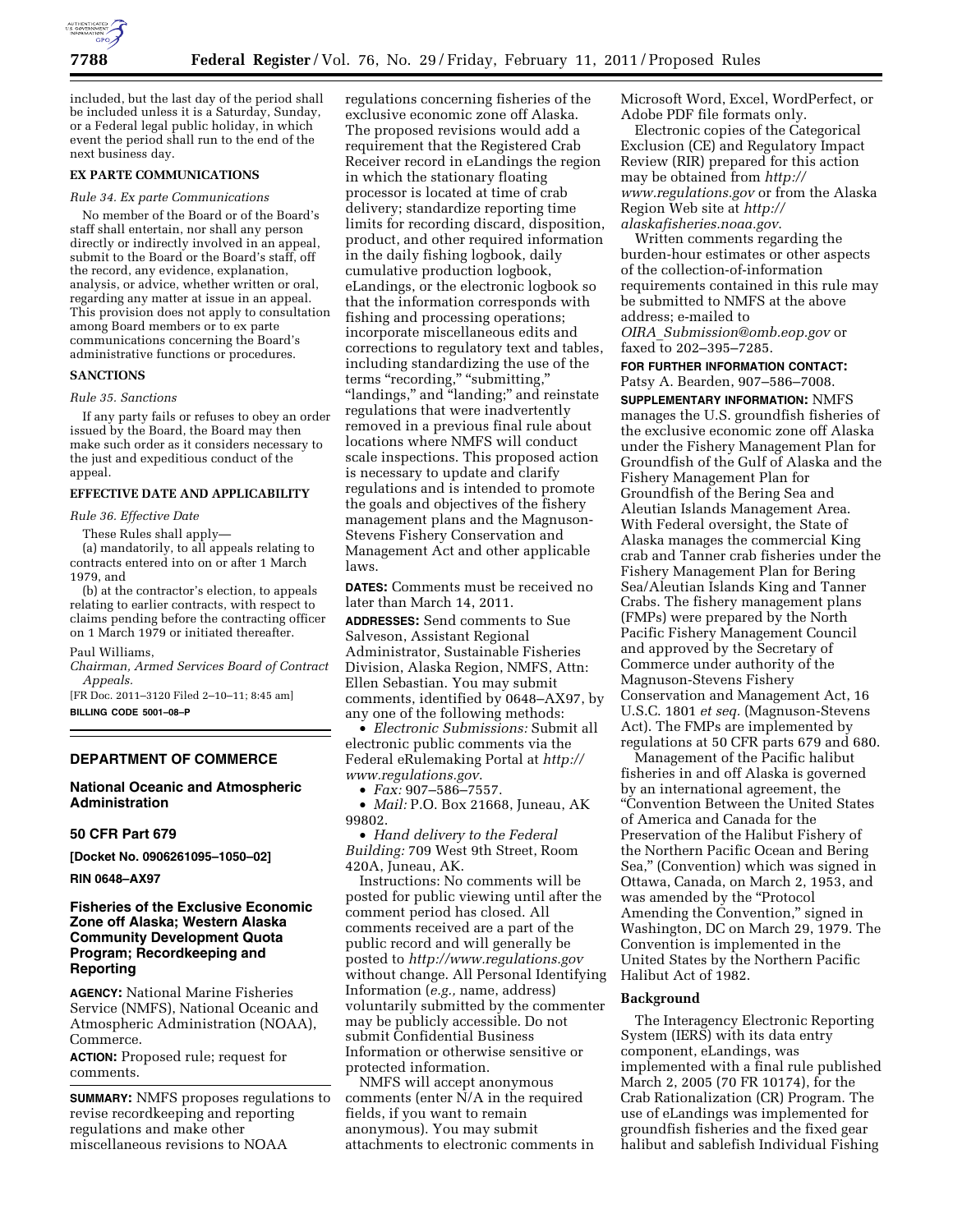included, but the last day of the period shall be included unless it is a Saturday, Sunday, or a Federal legal public holiday, in which event the period shall run to the end of the next business day.

**EX PARTE COMMUNICATIONS**

*Rule 34. Ex parte Communications*

No member of the Board or of the Board's staff shall entertain, nor shall any person directly or indirectly involved in an appeal, submit to the Board or the Board's staff, off the record, any evidence, explanation, analysis, or advice, whether written or oral, regarding any matter at issue in an appeal. This provision does not apply to consultation among Board members or to ex parte communications concerning the Board's administrative functions or procedures.

**SANCTIONS**

*Rule 35. Sanctions*

If any party fails or refuses to obey an order issued by the Board, the Board may then make such order as it considers necessary to the just and expeditious conduct of the appeal.

**EFFECTIVE DATE AND APPLICABILITY**

*Rule 36. Effective Date*

These Rules shall apply—

(a) mandatorily, to all appeals relating to contracts entered into on or after 1 March 1979, and

(b) at the contractor's election, to appeals relating to earlier contracts, with respect to claims pending before the contracting officer on 1 March 1979 or initiated thereafter.

Paul Williams,

*Chairman, Armed Services Board of Contract Appeals.*

[FR Doc. 2011–3120 Filed 2–10–11; 8:45 am]

**BILLING CODE 5001–08–P**

---

## DEPARTMENT OF COMMERCE

### National Oceanic and Atmospheric Administration

### 50 CFR Part 679

**[Docket No. 0906261095–1050–02]**

**RIN 0648–AX97**

### Fisheries of the Exclusive Economic Zone off Alaska; Western Alaska Community Development Quota Program; Recordkeeping and Reporting

**AGENCY:** National Marine Fisheries Service (NMFS), National Oceanic and Atmospheric Administration (NOAA), Commerce.

**ACTION:** Proposed rule; request for comments.

**SUMMARY:** NMFS proposes regulations to revise recordkeeping and reporting regulations and make other miscellaneous revisions to NOAA regulations concerning fisheries of the exclusive economic zone off Alaska. The proposed revisions would add a requirement that the Registered Crab Receiver record in eLandings the region in which the stationary floating processor is located at time of crab delivery; standardize reporting time limits for recording discard, disposition, product, and other required information in the daily fishing logbook, daily cumulative production logbook, eLandings, or the electronic logbook so that the information corresponds with fishing and processing operations; incorporate miscellaneous edits and corrections to regulatory text and tables, including standardizing the use of the terms "recording," "submitting," "landings," and "landing;" and reinstate regulations that were inadvertently removed in a previous final rule about locations where NMFS will conduct scale inspections. This proposed action is necessary to update and clarify regulations and is intended to promote the goals and objectives of the fishery management plans and the Magnuson-Stevens Fishery Conservation and Management Act and other applicable laws.

**DATES:** Comments must be received no later than March 14, 2011.

**ADDRESSES:** Send comments to Sue Salveson, Assistant Regional Administrator, Sustainable Fisheries Division, Alaska Region, NMFS, Attn: Ellen Sebastian. You may submit comments, identified by 0648–AX97, by any one of the following methods:

- *Electronic Submissions:* Submit all electronic public comments via the Federal eRulemaking Portal at *http://www.regulations.gov*.
- *Fax:* 907–586–7557.
- *Mail:* P.O. Box 21668, Juneau, AK 99802.
- *Hand delivery to the Federal Building:* 709 West 9th Street, Room 420A, Juneau, AK.

Instructions: No comments will be posted for public viewing until after the comment period has closed. All comments received are a part of the public record and will generally be posted to *http://www.regulations.gov* without change. All Personal Identifying Information (*e.g.,* name, address) voluntarily submitted by the commenter may be publicly accessible. Do not submit Confidential Business Information or otherwise sensitive or protected information.

NMFS will accept anonymous comments (enter N/A in the required fields, if you want to remain anonymous). You may submit attachments to electronic comments in Microsoft Word, Excel, WordPerfect, or Adobe PDF file formats only.

Electronic copies of the Categorical Exclusion (CE) and Regulatory Impact Review (RIR) prepared for this action may be obtained from *http://www.regulations.gov* or from the Alaska Region Web site at *http://alaskafisheries.noaa.gov*.

Written comments regarding the burden-hour estimates or other aspects of the collection-of-information requirements contained in this rule may be submitted to NMFS at the above address; e-mailed to *OIRA_Submission@omb.eop.gov* or faxed to 202–395–7285.

**FOR FURTHER INFORMATION CONTACT:** Patsy A. Bearden, 907–586–7008.

**SUPPLEMENTARY INFORMATION:** NMFS manages the U.S. groundfish fisheries of the exclusive economic zone off Alaska under the Fishery Management Plan for Groundfish of the Gulf of Alaska and the Fishery Management Plan for Groundfish of the Bering Sea and Aleutian Islands Management Area. With Federal oversight, the State of Alaska manages the commercial King crab and Tanner crab fisheries under the Fishery Management Plan for Bering Sea/Aleutian Islands King and Tanner Crabs. The fishery management plans (FMPs) were prepared by the North Pacific Fishery Management Council and approved by the Secretary of Commerce under authority of the Magnuson-Stevens Fishery Conservation and Management Act, 16 U.S.C. 1801 *et seq.* (Magnuson-Stevens Act). The FMPs are implemented by regulations at 50 CFR parts 679 and 680.

Management of the Pacific halibut fisheries in and off Alaska is governed by an international agreement, the "Convention Between the United States of America and Canada for the Preservation of the Halibut Fishery of the Northern Pacific Ocean and Bering Sea," (Convention) which was signed in Ottawa, Canada, on March 2, 1953, and was amended by the "Protocol Amending the Convention," signed in Washington, DC on March 29, 1979. The Convention is implemented in the United States by the Northern Pacific Halibut Act of 1982.

### Background

The Interagency Electronic Reporting System (IERS) with its data entry component, eLandings, was implemented with a final rule published March 2, 2005 (70 FR 10174), for the Crab Rationalization (CR) Program. The use of eLandings was implemented for groundfish fisheries and the fixed gear halibut and sablefish Individual Fishing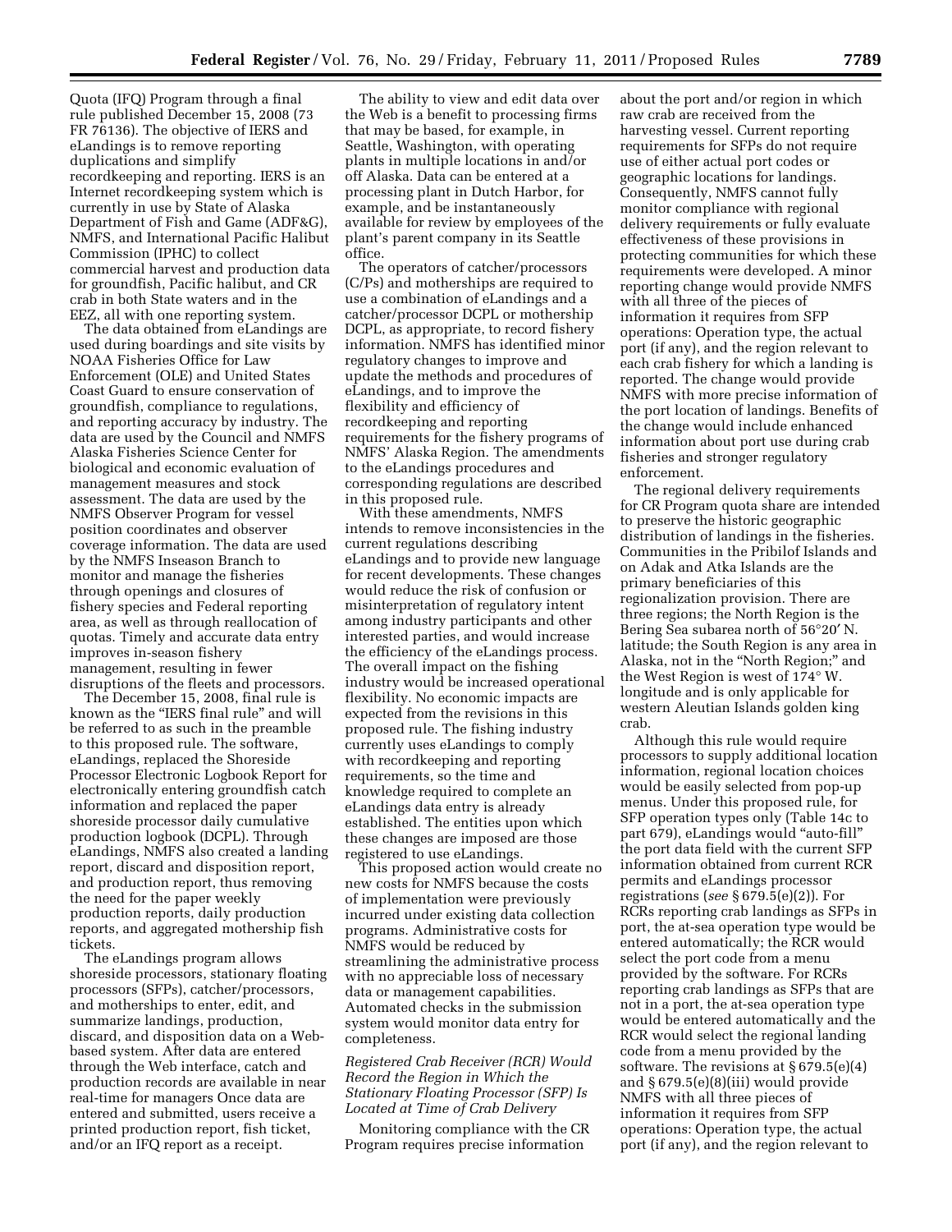Quota (IFQ) Program through a final rule published December 15, 2008 (73 FR 76136). The objective of IERS and eLandings is to remove reporting duplications and simplify recordkeeping and reporting. IERS is an Internet recordkeeping system which is currently in use by State of Alaska Department of Fish and Game (ADF&G), NMFS, and International Pacific Halibut Commission (IPHC) to collect commercial harvest and production data for groundfish, Pacific halibut, and CR crab in both State waters and in the EEZ, all with one reporting system.

The data obtained from eLandings are used during boardings and site visits by NOAA Fisheries Office for Law Enforcement (OLE) and United States Coast Guard to ensure conservation of groundfish, compliance to regulations, and reporting accuracy by industry. The data are used by the Council and NMFS Alaska Fisheries Science Center for biological and economic evaluation of management measures and stock assessment. The data are used by the NMFS Observer Program for vessel position coordinates and observer coverage information. The data are used by the NMFS Inseason Branch to monitor and manage the fisheries through openings and closures of fishery species and Federal reporting area, as well as through reallocation of quotas. Timely and accurate data entry improves in-season fishery management, resulting in fewer disruptions of the fleets and processors.

The December 15, 2008, final rule is known as the "IERS final rule" and will be referred to as such in the preamble to this proposed rule. The software, eLandings, replaced the Shoreside Processor Electronic Logbook Report for electronically entering groundfish catch information and replaced the paper shoreside processor daily cumulative production logbook (DCPL). Through eLandings, NMFS also created a landing report, discard and disposition report, and production report, thus removing the need for the paper weekly production reports, daily production reports, and aggregated mothership fish tickets.

The eLandings program allows shoreside processors, stationary floating processors (SFPs), catcher/processors, and motherships to enter, edit, and summarize landings, production, discard, and disposition data on a Web-based system. After data are entered through the Web interface, catch and production records are available in near real-time for managers Once data are entered and submitted, users receive a printed production report, fish ticket, and/or an IFQ report as a receipt.

The ability to view and edit data over the Web is a benefit to processing firms that may be based, for example, in Seattle, Washington, with operating plants in multiple locations in and/or off Alaska. Data can be entered at a processing plant in Dutch Harbor, for example, and be instantaneously available for review by employees of the plant's parent company in its Seattle office.

The operators of catcher/processors (C/Ps) and motherships are required to use a combination of eLandings and a catcher/processor DCPL or mothership DCPL, as appropriate, to record fishery information. NMFS has identified minor regulatory changes to improve and update the methods and procedures of eLandings, and to improve the flexibility and efficiency of recordkeeping and reporting requirements for the fishery programs of NMFS' Alaska Region. The amendments to the eLandings procedures and corresponding regulations are described in this proposed rule.

With these amendments, NMFS intends to remove inconsistencies in the current regulations describing eLandings and to provide new language for recent developments. These changes would reduce the risk of confusion or misinterpretation of regulatory intent among industry participants and other interested parties, and would increase the efficiency of the eLandings process. The overall impact on the fishing industry would be increased operational flexibility. No economic impacts are expected from the revisions in this proposed rule. The fishing industry currently uses eLandings to comply with recordkeeping and reporting requirements, so the time and knowledge required to complete an eLandings data entry is already established. The entities upon which these changes are imposed are those registered to use eLandings.

This proposed action would create no new costs for NMFS because the costs of implementation were previously incurred under existing data collection programs. Administrative costs for NMFS would be reduced by streamlining the administrative process with no appreciable loss of necessary data or management capabilities. Automated checks in the submission system would monitor data entry for completeness.

*Registered Crab Receiver (RCR) Would Record the Region in Which the Stationary Floating Processor (SFP) Is Located at Time of Crab Delivery*

Monitoring compliance with the CR Program requires precise information about the port and/or region in which raw crab are received from the harvesting vessel. Current reporting requirements for SFPs do not require use of either actual port codes or geographic locations for landings. Consequently, NMFS cannot fully monitor compliance with regional delivery requirements or fully evaluate effectiveness of these provisions in protecting communities for which these requirements were developed. A minor reporting change would provide NMFS with all three of the pieces of information it requires from SFP operations: Operation type, the actual port (if any), and the region relevant to each crab fishery for which a landing is reported. The change would provide NMFS with more precise information of the port location of landings. Benefits of the change would include enhanced information about port use during crab fisheries and stronger regulatory enforcement.

The regional delivery requirements for CR Program quota share are intended to preserve the historic geographic distribution of landings in the fisheries. Communities in the Pribilof Islands and on Adak and Atka Islands are the primary beneficiaries of this regionalization provision. There are three regions; the North Region is the Bering Sea subarea north of 56°20′ N. latitude; the South Region is any area in Alaska, not in the "North Region;" and the West Region is west of 174° W. longitude and is only applicable for western Aleutian Islands golden king crab.

Although this rule would require processors to supply additional location information, regional location choices would be easily selected from pop-up menus. Under this proposed rule, for SFP operation types only (Table 14c to part 679), eLandings would "auto-fill" the port data field with the current SFP information obtained from current RCR permits and eLandings processor registrations (*see* § 679.5(e)(2)). For RCRs reporting crab landings as SFPs in port, the at-sea operation type would be entered automatically; the RCR would select the port code from a menu provided by the software. For RCRs reporting crab landings as SFPs that are not in a port, the at-sea operation type would be entered automatically and the RCR would select the regional landing code from a menu provided by the software. The revisions at § 679.5(e)(4) and § 679.5(e)(8)(iii) would provide NMFS with all three pieces of information it requires from SFP operations: Operation type, the actual port (if any), and the region relevant to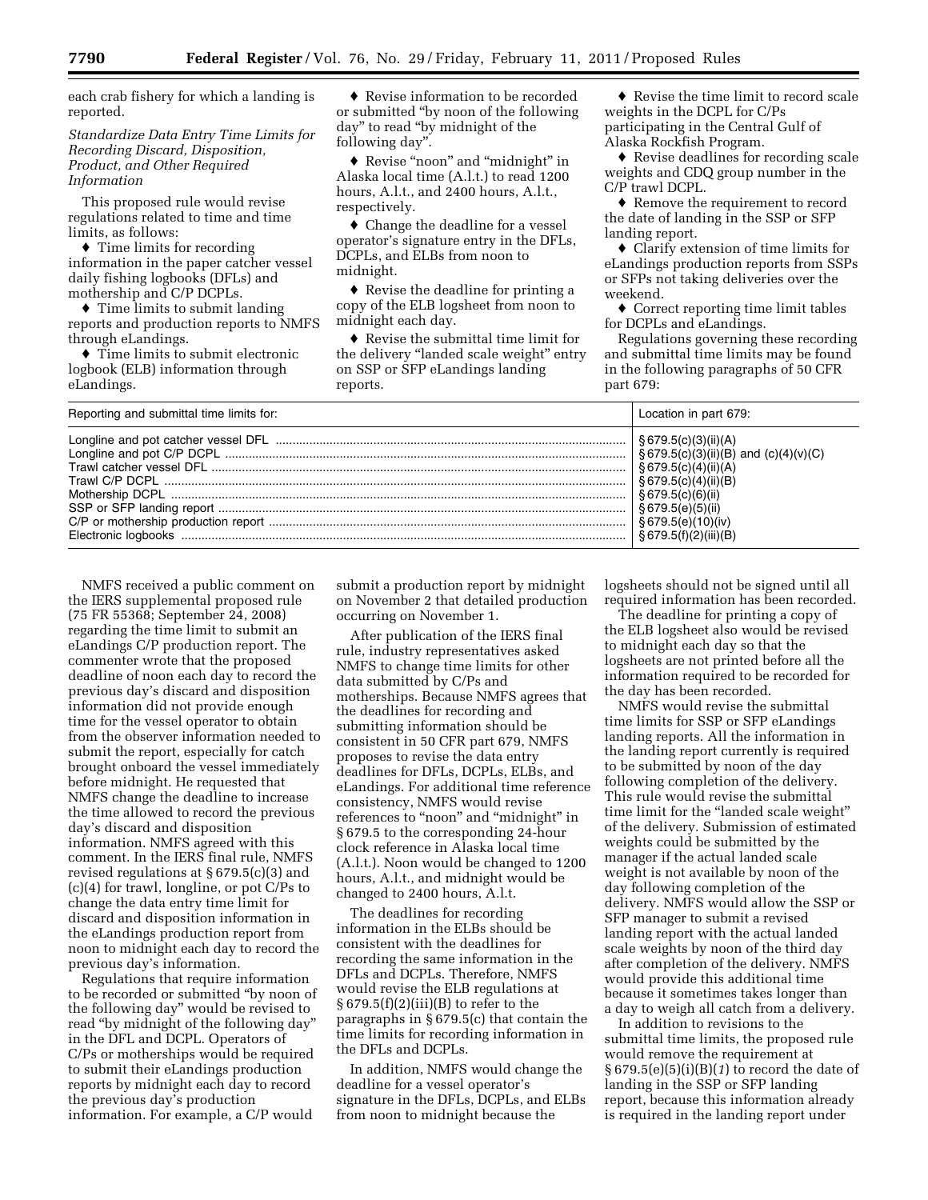each crab fishery for which a landing is reported.

*Standardize Data Entry Time Limits for Recording Discard, Disposition, Product, and Other Required Information*

This proposed rule would revise regulations related to time and time limits, as follows:

♦ Time limits for recording information in the paper catcher vessel daily fishing logbooks (DFLs) and mothership and C/P DCPLs.

♦ Time limits to submit landing reports and production reports to NMFS through eLandings.

♦ Time limits to submit electronic logbook (ELB) information through eLandings.

♦ Revise information to be recorded or submitted "by noon of the following day" to read "by midnight of the following day".

♦ Revise "noon" and "midnight" in Alaska local time (A.l.t.) to read 1200 hours, A.l.t., and 2400 hours, A.l.t., respectively.

♦ Change the deadline for a vessel operator's signature entry in the DFLs, DCPLs, and ELBs from noon to midnight.

♦ Revise the deadline for printing a copy of the ELB logsheet from noon to midnight each day.

♦ Revise the submittal time limit for the delivery "landed scale weight" entry on SSP or SFP eLandings landing reports.

♦ Revise the time limit to record scale weights in the DCPL for C/Ps participating in the Central Gulf of Alaska Rockfish Program.

♦ Revise deadlines for recording scale weights and CDQ group number in the C/P trawl DCPL.

♦ Remove the requirement to record the date of landing in the SSP or SFP landing report.

♦ Clarify extension of time limits for eLandings production reports from SSPs or SFPs not taking deliveries over the weekend.

♦ Correct reporting time limit tables for DCPLs and eLandings.

Regulations governing these recording and submittal time limits may be found in the following paragraphs of 50 CFR part 679:

| Reporting and submittal time limits for: | Location in part 679: |
|---|---|
| Longline and pot catcher vessel DFL | § 679.5(c)(3)(ii)(A) |
| Longline and pot C/P DCPL | § 679.5(c)(3)(ii)(B) and (c)(4)(v)(C) |
| Trawl catcher vessel DFL | § 679.5(c)(4)(ii)(A) |
| Trawl C/P DCPL | § 679.5(c)(4)(ii)(B) |
| Mothership DCPL | § 679.5(c)(6)(ii) |
| SSP or SFP landing report | § 679.5(e)(5)(ii) |
| C/P or mothership production report | § 679.5(e)(10)(iv) |
| Electronic logbooks | § 679.5(f)(2)(iii)(B) |

NMFS received a public comment on the IERS supplemental proposed rule (75 FR 55368; September 24, 2008) regarding the time limit to submit an eLandings C/P production report. The commenter wrote that the proposed deadline of noon each day to record the previous day's discard and disposition information did not provide enough time for the vessel operator to obtain from the observer information needed to submit the report, especially for catch brought onboard the vessel immediately before midnight. He requested that NMFS change the deadline to increase the time allowed to record the previous day's discard and disposition information. NMFS agreed with this comment. In the IERS final rule, NMFS revised regulations at § 679.5(c)(3) and (c)(4) for trawl, longline, or pot C/Ps to change the data entry time limit for discard and disposition information in the eLandings production report from noon to midnight each day to record the previous day's information.

Regulations that require information to be recorded or submitted "by noon of the following day" would be revised to read "by midnight of the following day" in the DFL and DCPL. Operators of C/Ps or motherships would be required to submit their eLandings production reports by midnight each day to record the previous day's production information. For example, a C/P would submit a production report by midnight on November 2 that detailed production occurring on November 1.

After publication of the IERS final rule, industry representatives asked NMFS to change time limits for other data submitted by C/Ps and motherships. Because NMFS agrees that the deadlines for recording and submitting information should be consistent in 50 CFR part 679, NMFS proposes to revise the data entry deadlines for DFLs, DCPLs, ELBs, and eLandings. For additional time reference consistency, NMFS would revise references to "noon" and "midnight" in § 679.5 to the corresponding 24-hour clock reference in Alaska local time (A.l.t.). Noon would be changed to 1200 hours, A.l.t., and midnight would be changed to 2400 hours, A.l.t.

The deadlines for recording information in the ELBs should be consistent with the deadlines for recording the same information in the DFLs and DCPLs. Therefore, NMFS would revise the ELB regulations at § 679.5(f)(2)(iii)(B) to refer to the paragraphs in § 679.5(c) that contain the time limits for recording information in the DFLs and DCPLs.

In addition, NMFS would change the deadline for a vessel operator's signature in the DFLs, DCPLs, and ELBs from noon to midnight because the logsheets should not be signed until all required information has been recorded.

The deadline for printing a copy of the ELB logsheet also would be revised to midnight each day so that the logsheets are not printed before all the information required to be recorded for the day has been recorded.

NMFS would revise the submittal time limits for SSP or SFP eLandings landing reports. All the information in the landing report currently is required to be submitted by noon of the day following completion of the delivery. This rule would revise the submittal time limit for the "landed scale weight" of the delivery. Submission of estimated weights could be submitted by the manager if the actual landed scale weight is not available by noon of the day following completion of the delivery. NMFS would allow the SSP or SFP manager to submit a revised landing report with the actual landed scale weights by noon of the third day after completion of the delivery. NMFS would provide this additional time because it sometimes takes longer than a day to weigh all catch from a delivery.

In addition to revisions to the submittal time limits, the proposed rule would remove the requirement at § 679.5(e)(5)(i)(B)(*1*) to record the date of landing in the SSP or SFP landing report, because this information already is required in the landing report under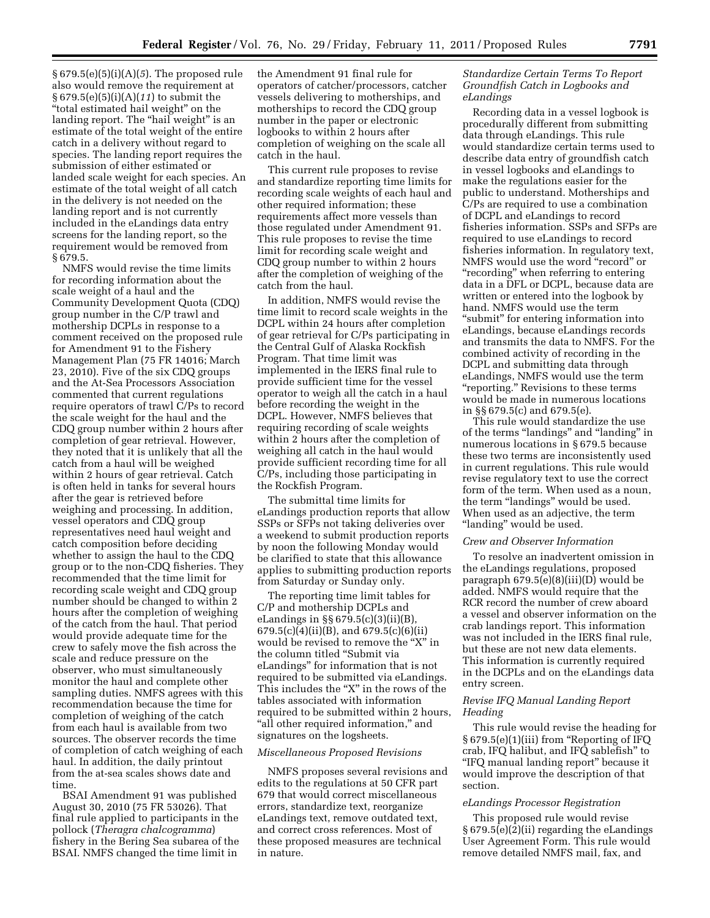§ 679.5(e)(5)(i)(A)(*5*). The proposed rule also would remove the requirement at § 679.5(e)(5)(i)(A)(*11*) to submit the "total estimated hail weight" on the landing report. The "hail weight" is an estimate of the total weight of the entire catch in a delivery without regard to species. The landing report requires the submission of either estimated or landed scale weight for each species. An estimate of the total weight of all catch in the delivery is not needed on the landing report and is not currently included in the eLandings data entry screens for the landing report, so the requirement would be removed from § 679.5.

NMFS would revise the time limits for recording information about the scale weight of a haul and the Community Development Quota (CDQ) group number in the C/P trawl and mothership DCPLs in response to a comment received on the proposed rule for Amendment 91 to the Fishery Management Plan (75 FR 14016; March 23, 2010). Five of the six CDQ groups and the At-Sea Processors Association commented that current regulations require operators of trawl C/Ps to record the scale weight for the haul and the CDQ group number within 2 hours after completion of gear retrieval. However, they noted that it is unlikely that all the catch from a haul will be weighed within 2 hours of gear retrieval. Catch is often held in tanks for several hours after the gear is retrieved before weighing and processing. In addition, vessel operators and CDQ group representatives need haul weight and catch composition before deciding whether to assign the haul to the CDQ group or to the non-CDQ fisheries. They recommended that the time limit for recording scale weight and CDQ group number should be changed to within 2 hours after the completion of weighing of the catch from the haul. That period would provide adequate time for the crew to safely move the fish across the scale and reduce pressure on the observer, who must simultaneously monitor the haul and complete other sampling duties. NMFS agrees with this recommendation because the time for completion of weighing of the catch from each haul is available from two sources. The observer records the time of completion of catch weighing of each haul. In addition, the daily printout from the at-sea scales shows date and time.

BSAI Amendment 91 was published August 30, 2010 (75 FR 53026). That final rule applied to participants in the pollock (*Theragra chalcogramma*) fishery in the Bering Sea subarea of the BSAI. NMFS changed the time limit in the Amendment 91 final rule for operators of catcher/processors, catcher vessels delivering to motherships, and motherships to record the CDQ group number in the paper or electronic logbooks to within 2 hours after completion of weighing on the scale all catch in the haul.

This current rule proposes to revise and standardize reporting time limits for recording scale weights of each haul and other required information; these requirements affect more vessels than those regulated under Amendment 91. This rule proposes to revise the time limit for recording scale weight and CDQ group number to within 2 hours after the completion of weighing of the catch from the haul.

In addition, NMFS would revise the time limit to record scale weights in the DCPL within 24 hours after completion of gear retrieval for C/Ps participating in the Central Gulf of Alaska Rockfish Program. That time limit was implemented in the IERS final rule to provide sufficient time for the vessel operator to weigh all the catch in a haul before recording the weight in the DCPL. However, NMFS believes that requiring recording of scale weights within 2 hours after the completion of weighing all catch in the haul would provide sufficient recording time for all C/Ps, including those participating in the Rockfish Program.

The submittal time limits for eLandings production reports that allow SSPs or SFPs not taking deliveries over a weekend to submit production reports by noon the following Monday would be clarified to state that this allowance applies to submitting production reports from Saturday or Sunday only.

The reporting time limit tables for C/P and mothership DCPLs and eLandings in §§ 679.5(c)(3)(ii)(B), 679.5(c)(4)(ii)(B), and 679.5(c)(6)(ii) would be revised to remove the "X" in the column titled "Submit via eLandings" for information that is not required to be submitted via eLandings. This includes the "X" in the rows of the tables associated with information required to be submitted within 2 hours, "all other required information," and signatures on the logsheets.

*Miscellaneous Proposed Revisions*

NMFS proposes several revisions and edits to the regulations at 50 CFR part 679 that would correct miscellaneous errors, standardize text, reorganize eLandings text, remove outdated text, and correct cross references. Most of these proposed measures are technical in nature.

*Standardize Certain Terms To Report Groundfish Catch in Logbooks and eLandings*

Recording data in a vessel logbook is procedurally different from submitting data through eLandings. This rule would standardize certain terms used to describe data entry of groundfish catch in vessel logbooks and eLandings to make the regulations easier for the public to understand. Motherships and C/Ps are required to use a combination of DCPL and eLandings to record fisheries information. SSPs and SFPs are required to use eLandings to record fisheries information. In regulatory text, NMFS would use the word "record" or "recording" when referring to entering data in a DFL or DCPL, because data are written or entered into the logbook by hand. NMFS would use the term "submit" for entering information into eLandings, because eLandings records and transmits the data to NMFS. For the combined activity of recording in the DCPL and submitting data through eLandings, NMFS would use the term "reporting." Revisions to these terms would be made in numerous locations in §§ 679.5(c) and 679.5(e).

This rule would standardize the use of the terms "landings" and "landing" in numerous locations in § 679.5 because these two terms are inconsistently used in current regulations. This rule would revise regulatory text to use the correct form of the term. When used as a noun, the term "landings" would be used. When used as an adjective, the term "landing" would be used.

*Crew and Observer Information*

To resolve an inadvertent omission in the eLandings regulations, proposed paragraph 679.5(e)(8)(iii)(D) would be added. NMFS would require that the RCR record the number of crew aboard a vessel and observer information on the crab landings report. This information was not included in the IERS final rule, but these are not new data elements. This information is currently required in the DCPLs and on the eLandings data entry screen.

*Revise IFQ Manual Landing Report Heading*

This rule would revise the heading for § 679.5(e)(1)(iii) from "Reporting of IFQ crab, IFQ halibut, and IFQ sablefish" to "IFQ manual landing report" because it would improve the description of that section.

*eLandings Processor Registration*

This proposed rule would revise § 679.5(e)(2)(ii) regarding the eLandings User Agreement Form. This rule would remove detailed NMFS mail, fax, and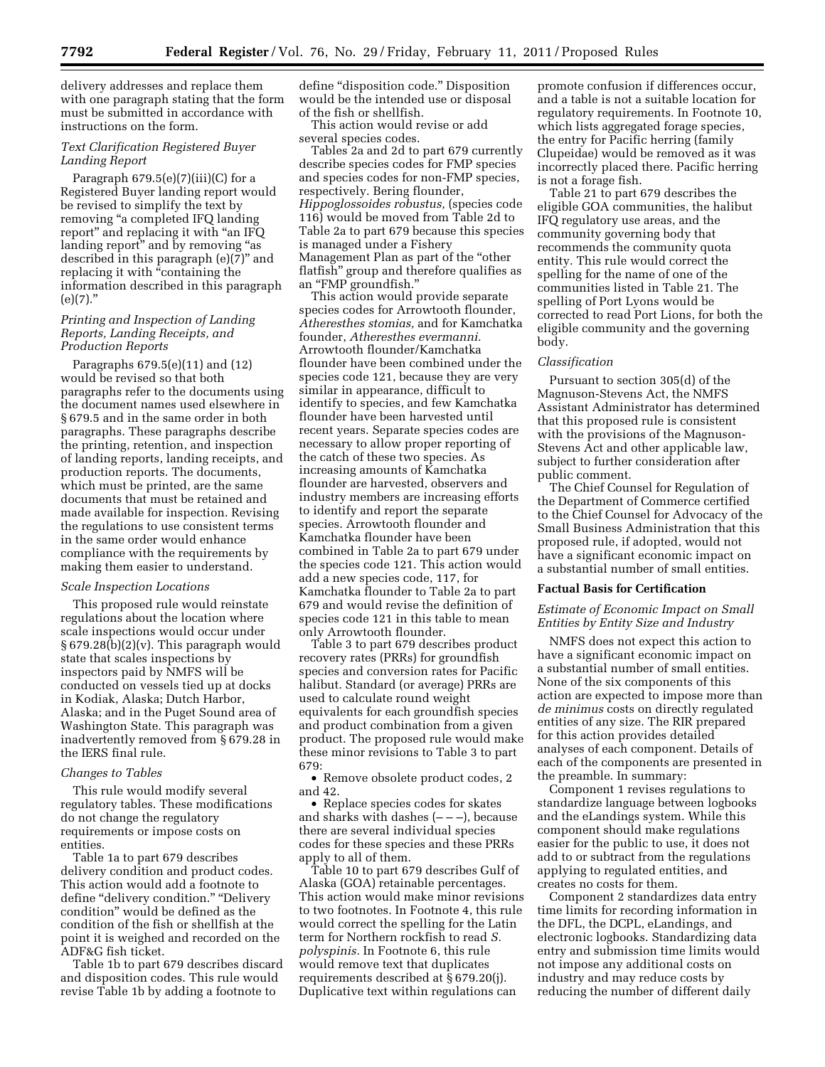delivery addresses and replace them with one paragraph stating that the form must be submitted in accordance with instructions on the form.

*Text Clarification Registered Buyer Landing Report*

Paragraph 679.5(e)(7)(iii)(C) for a Registered Buyer landing report would be revised to simplify the text by removing "a completed IFQ landing report" and replacing it with "an IFQ landing report" and by removing "as described in this paragraph (e)(7)" and replacing it with "containing the information described in this paragraph (e)(7)."

*Printing and Inspection of Landing Reports, Landing Receipts, and Production Reports*

Paragraphs 679.5(e)(11) and (12) would be revised so that both paragraphs refer to the documents using the document names used elsewhere in § 679.5 and in the same order in both paragraphs. These paragraphs describe the printing, retention, and inspection of landing reports, landing receipts, and production reports. The documents, which must be printed, are the same documents that must be retained and made available for inspection. Revising the regulations to use consistent terms in the same order would enhance compliance with the requirements by making them easier to understand.

*Scale Inspection Locations*

This proposed rule would reinstate regulations about the location where scale inspections would occur under § 679.28(b)(2)(v). This paragraph would state that scales inspections by inspectors paid by NMFS will be conducted on vessels tied up at docks in Kodiak, Alaska; Dutch Harbor, Alaska; and in the Puget Sound area of Washington State. This paragraph was inadvertently removed from § 679.28 in the IERS final rule.

*Changes to Tables*

This rule would modify several regulatory tables. These modifications do not change the regulatory requirements or impose costs on entities.

Table 1a to part 679 describes delivery condition and product codes. This action would add a footnote to define "delivery condition." "Delivery condition" would be defined as the condition of the fish or shellfish at the point it is weighed and recorded on the ADF&G fish ticket.

Table 1b to part 679 describes discard and disposition codes. This rule would revise Table 1b by adding a footnote to define "disposition code." Disposition would be the intended use or disposal of the fish or shellfish.

This action would revise or add several species codes.

Tables 2a and 2d to part 679 currently describe species codes for FMP species and species codes for non-FMP species, respectively. Bering flounder, *Hippoglossoides robustus,* (species code 116) would be moved from Table 2d to Table 2a to part 679 because this species is managed under a Fishery Management Plan as part of the "other flatfish" group and therefore qualifies as an "FMP groundfish."

This action would provide separate species codes for Arrowtooth flounder, *Atheresthes stomias,* and for Kamchatka founder, *Atheresthes evermanni.* Arrowtooth flounder/Kamchatka flounder have been combined under the species code 121, because they are very similar in appearance, difficult to identify to species, and few Kamchatka flounder have been harvested until recent years. Separate species codes are necessary to allow proper reporting of the catch of these two species. As increasing amounts of Kamchatka flounder are harvested, observers and industry members are increasing efforts to identify and report the separate species. Arrowtooth flounder and Kamchatka flounder have been combined in Table 2a to part 679 under the species code 121. This action would add a new species code, 117, for Kamchatka flounder to Table 2a to part 679 and would revise the definition of species code 121 in this table to mean only Arrowtooth flounder.

Table 3 to part 679 describes product recovery rates (PRRs) for groundfish species and conversion rates for Pacific halibut. Standard (or average) PRRs are used to calculate round weight equivalents for each groundfish species and product combination from a given product. The proposed rule would make these minor revisions to Table 3 to part 679:

- Remove obsolete product codes, 2 and 42.
- Replace species codes for skates and sharks with dashes (– – –), because there are several individual species codes for these species and these PRRs apply to all of them.

Table 10 to part 679 describes Gulf of Alaska (GOA) retainable percentages. This action would make minor revisions to two footnotes. In Footnote 4, this rule would correct the spelling for the Latin term for Northern rockfish to read *S. polyspinis.* In Footnote 6, this rule would remove text that duplicates requirements described at § 679.20(j). Duplicative text within regulations can promote confusion if differences occur, and a table is not a suitable location for regulatory requirements. In Footnote 10, which lists aggregated forage species, the entry for Pacific herring (family Clupeidae) would be removed as it was incorrectly placed there. Pacific herring is not a forage fish.

Table 21 to part 679 describes the eligible GOA communities, the halibut IFQ regulatory use areas, and the community governing body that recommends the community quota entity. This rule would correct the spelling for the name of one of the communities listed in Table 21. The spelling of Port Lyons would be corrected to read Port Lions, for both the eligible community and the governing body.

*Classification*

Pursuant to section 305(d) of the Magnuson-Stevens Act, the NMFS Assistant Administrator has determined that this proposed rule is consistent with the provisions of the Magnuson-Stevens Act and other applicable law, subject to further consideration after public comment.

The Chief Counsel for Regulation of the Department of Commerce certified to the Chief Counsel for Advocacy of the Small Business Administration that this proposed rule, if adopted, would not have a significant economic impact on a substantial number of small entities.

**Factual Basis for Certification**

*Estimate of Economic Impact on Small Entities by Entity Size and Industry*

NMFS does not expect this action to have a significant economic impact on a substantial number of small entities. None of the six components of this action are expected to impose more than *de minimus* costs on directly regulated entities of any size. The RIR prepared for this action provides detailed analyses of each component. Details of each of the components are presented in the preamble. In summary:

Component 1 revises regulations to standardize language between logbooks and the eLandings system. While this component should make regulations easier for the public to use, it does not add to or subtract from the regulations applying to regulated entities, and creates no costs for them.

Component 2 standardizes data entry time limits for recording information in the DFL, the DCPL, eLandings, and electronic logbooks. Standardizing data entry and submission time limits would not impose any additional costs on industry and may reduce costs by reducing the number of different daily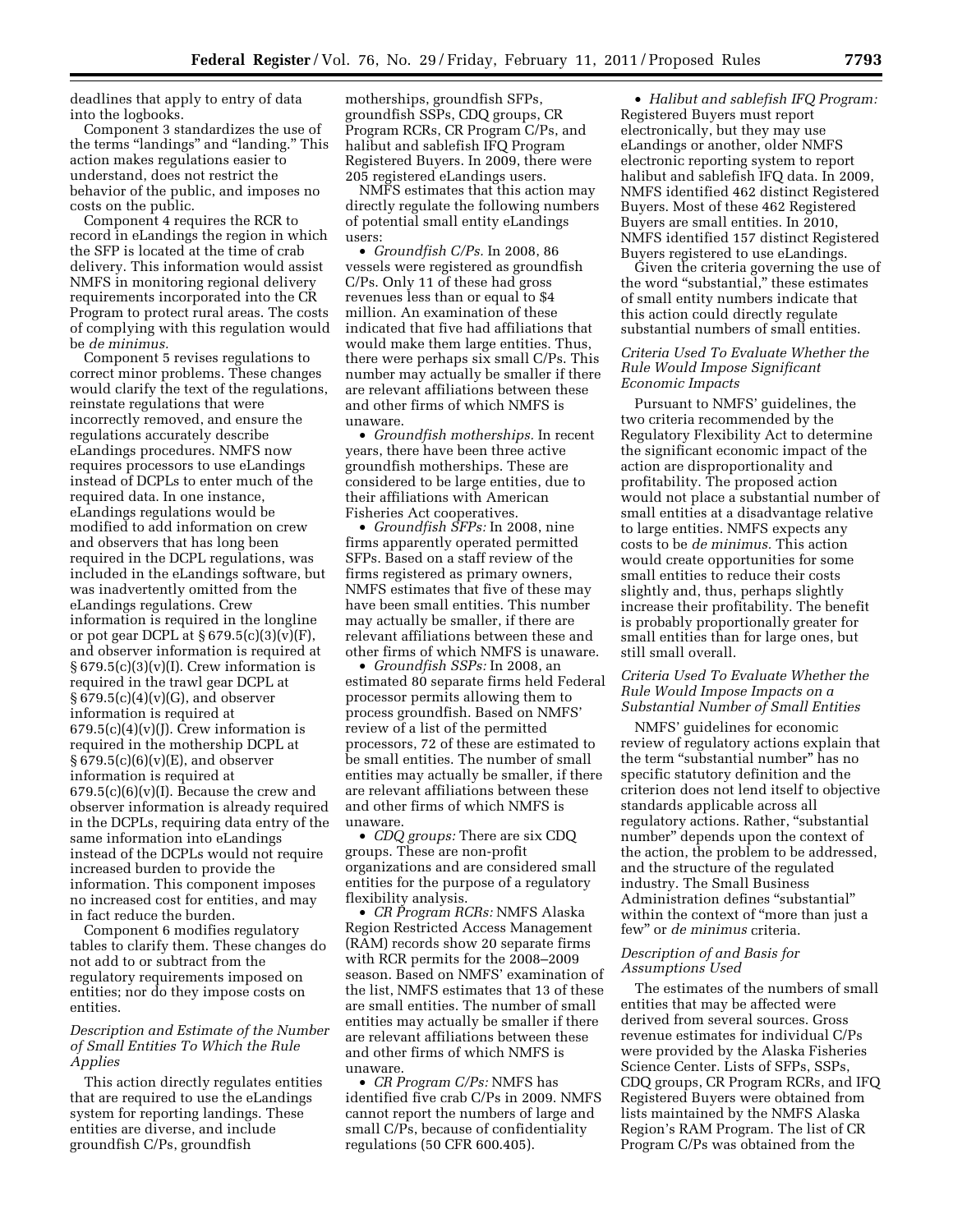deadlines that apply to entry of data into the logbooks.

Component 3 standardizes the use of the terms "landings" and "landing." This action makes regulations easier to understand, does not restrict the behavior of the public, and imposes no costs on the public.

Component 4 requires the RCR to record in eLandings the region in which the SFP is located at the time of crab delivery. This information would assist NMFS in monitoring regional delivery requirements incorporated into the CR Program to protect rural areas. The costs of complying with this regulation would be *de minimus.*

Component 5 revises regulations to correct minor problems. These changes would clarify the text of the regulations, reinstate regulations that were incorrectly removed, and ensure the regulations accurately describe eLandings procedures. NMFS now requires processors to use eLandings instead of DCPLs to enter much of the required data. In one instance, eLandings regulations would be modified to add information on crew and observers that has long been required in the DCPL regulations, was included in the eLandings software, but was inadvertently omitted from the eLandings regulations. Crew information is required in the longline or pot gear DCPL at § 679.5(c)(3)(v)(F), and observer information is required at § 679.5(c)(3)(v)(I). Crew information is required in the trawl gear DCPL at § 679.5(c)(4)(v)(G), and observer information is required at 679.5(c)(4)(v)(J). Crew information is required in the mothership DCPL at § 679.5(c)(6)(v)(E), and observer information is required at 679.5(c)(6)(v)(I). Because the crew and observer information is already required in the DCPLs, requiring data entry of the same information into eLandings instead of the DCPLs would not require increased burden to provide the information. This component imposes no increased cost for entities, and may in fact reduce the burden.

Component 6 modifies regulatory tables to clarify them. These changes do not add to or subtract from the regulatory requirements imposed on entities; nor do they impose costs on entities.

### *Description and Estimate of the Number of Small Entities To Which the Rule Applies*

This action directly regulates entities that are required to use the eLandings system for reporting landings. These entities are diverse, and include groundfish C/Ps, groundfish motherships, groundfish SFPs, groundfish SSPs, CDQ groups, CR Program RCRs, CR Program C/Ps, and halibut and sablefish IFQ Program Registered Buyers. In 2009, there were 205 registered eLandings users.

NMFS estimates that this action may directly regulate the following numbers of potential small entity eLandings users:

- *Groundfish C/Ps.* In 2008, 86 vessels were registered as groundfish C/Ps. Only 11 of these had gross revenues less than or equal to $4 million. An examination of these indicated that five had affiliations that would make them large entities. Thus, there were perhaps six small C/Ps. This number may actually be smaller if there are relevant affiliations between these and other firms of which NMFS is unaware.
- *Groundfish motherships.* In recent years, there have been three active groundfish motherships. These are considered to be large entities, due to their affiliations with American Fisheries Act cooperatives.
- *Groundfish SFPs:* In 2008, nine firms apparently operated permitted SFPs. Based on a staff review of the firms registered as primary owners, NMFS estimates that five of these may have been small entities. This number may actually be smaller, if there are relevant affiliations between these and other firms of which NMFS is unaware.
- *Groundfish SSPs:* In 2008, an estimated 80 separate firms held Federal processor permits allowing them to process groundfish. Based on NMFS' review of a list of the permitted processors, 72 of these are estimated to be small entities. The number of small entities may actually be smaller, if there are relevant affiliations between these and other firms of which NMFS is unaware.
- *CDQ groups:* There are six CDQ groups. These are non-profit organizations and are considered small entities for the purpose of a regulatory flexibility analysis.
- *CR Program RCRs:* NMFS Alaska Region Restricted Access Management (RAM) records show 20 separate firms with RCR permits for the 2008–2009 season. Based on NMFS' examination of the list, NMFS estimates that 13 of these are small entities. The number of small entities may actually be smaller if there are relevant affiliations between these and other firms of which NMFS is unaware.
- *CR Program C/Ps:* NMFS has identified five crab C/Ps in 2009. NMFS cannot report the numbers of large and small C/Ps, because of confidentiality regulations (50 CFR 600.405).
- *Halibut and sablefish IFQ Program:* Registered Buyers must report electronically, but they may use eLandings or another, older NMFS electronic reporting system to report halibut and sablefish IFQ data. In 2009, NMFS identified 462 distinct Registered Buyers. Most of these 462 Registered Buyers are small entities. In 2010, NMFS identified 157 distinct Registered Buyers registered to use eLandings.

Given the criteria governing the use of the word "substantial," these estimates of small entity numbers indicate that this action could directly regulate substantial numbers of small entities.

### *Criteria Used To Evaluate Whether the Rule Would Impose Significant Economic Impacts*

Pursuant to NMFS' guidelines, the two criteria recommended by the Regulatory Flexibility Act to determine the significant economic impact of the action are disproportionality and profitability. The proposed action would not place a substantial number of small entities at a disadvantage relative to large entities. NMFS expects any costs to be *de minimus.* This action would create opportunities for some small entities to reduce their costs slightly and, thus, perhaps slightly increase their profitability. The benefit is probably proportionally greater for small entities than for large ones, but still small overall.

### *Criteria Used To Evaluate Whether the Rule Would Impose Impacts on a Substantial Number of Small Entities*

NMFS' guidelines for economic review of regulatory actions explain that the term "substantial number" has no specific statutory definition and the criterion does not lend itself to objective standards applicable across all regulatory actions. Rather, "substantial number" depends upon the context of the action, the problem to be addressed, and the structure of the regulated industry. The Small Business Administration defines "substantial" within the context of "more than just a few" or *de minimus* criteria.

### *Description of and Basis for Assumptions Used*

The estimates of the numbers of small entities that may be affected were derived from several sources. Gross revenue estimates for individual C/Ps were provided by the Alaska Fisheries Science Center. Lists of SFPs, SSPs, CDQ groups, CR Program RCRs, and IFQ Registered Buyers were obtained from lists maintained by the NMFS Alaska Region's RAM Program. The list of CR Program C/Ps was obtained from the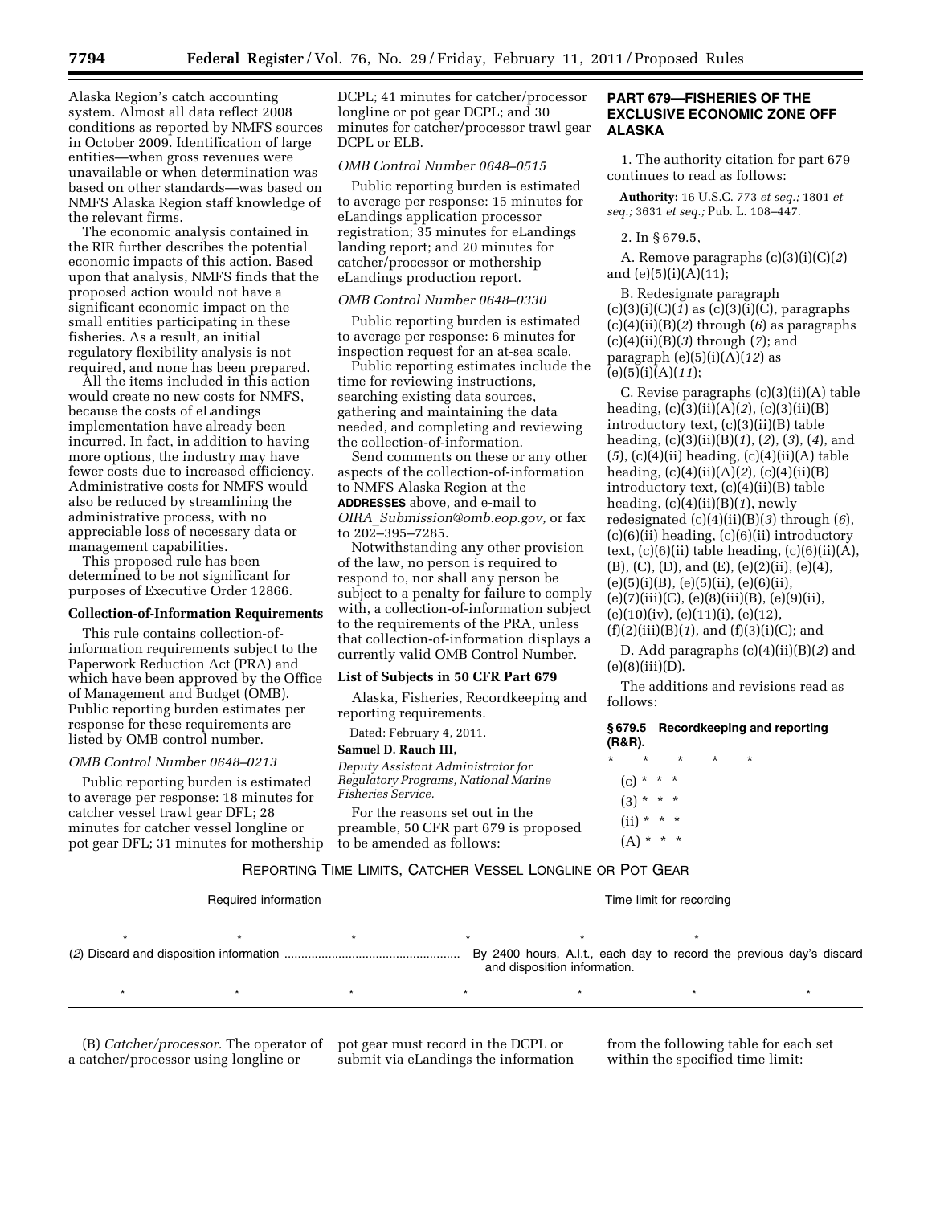Alaska Region's catch accounting system. Almost all data reflect 2008 conditions as reported by NMFS sources in October 2009. Identification of large entities—when gross revenues were unavailable or when determination was based on other standards—was based on NMFS Alaska Region staff knowledge of the relevant firms.

The economic analysis contained in the RIR further describes the potential economic impacts of this action. Based upon that analysis, NMFS finds that the proposed action would not have a significant economic impact on the small entities participating in these fisheries. As a result, an initial regulatory flexibility analysis is not required, and none has been prepared.

All the items included in this action would create no new costs for NMFS, because the costs of eLandings implementation have already been incurred. In fact, in addition to having more options, the industry may have fewer costs due to increased efficiency. Administrative costs for NMFS would also be reduced by streamlining the administrative process, with no appreciable loss of necessary data or management capabilities.

This proposed rule has been determined to be not significant for purposes of Executive Order 12866.

### Collection-of-Information Requirements

This rule contains collection-of-information requirements subject to the Paperwork Reduction Act (PRA) and which have been approved by the Office of Management and Budget (OMB). Public reporting burden estimates per response for these requirements are listed by OMB control number.

*OMB Control Number 0648–0213*

Public reporting burden is estimated to average per response: 18 minutes for catcher vessel trawl gear DFL; 28 minutes for catcher vessel longline or pot gear DFL; 31 minutes for mothership DCPL; 41 minutes for catcher/processor longline or pot gear DCPL; and 30 minutes for catcher/processor trawl gear DCPL or ELB.

*OMB Control Number 0648–0515*

Public reporting burden is estimated to average per response: 15 minutes for eLandings application processor registration; 35 minutes for eLandings landing report; and 20 minutes for catcher/processor or mothership eLandings production report.

*OMB Control Number 0648–0330*

Public reporting burden is estimated to average per response: 6 minutes for inspection request for an at-sea scale.

Public reporting estimates include the time for reviewing instructions, searching existing data sources, gathering and maintaining the data needed, and completing and reviewing the collection-of-information.

Send comments on these or any other aspects of the collection-of-information to NMFS Alaska Region at the **ADDRESSES** above, and e-mail to *OIRA_Submission@omb.eop.gov,* or fax to 202–395–7285.

Notwithstanding any other provision of the law, no person is required to respond to, nor shall any person be subject to a penalty for failure to comply with, a collection-of-information subject to the requirements of the PRA, unless that collection-of-information displays a currently valid OMB Control Number.

### List of Subjects in 50 CFR Part 679

Alaska, Fisheries, Recordkeeping and reporting requirements.

Dated: February 4, 2011.

**Samuel D. Rauch III,**

*Deputy Assistant Administrator for Regulatory Programs, National Marine Fisheries Service.*

For the reasons set out in the preamble, 50 CFR part 679 is proposed to be amended as follows:

## PART 679—FISHERIES OF THE EXCLUSIVE ECONOMIC ZONE OFF ALASKA

1. The authority citation for part 679 continues to read as follows:

**Authority:** 16 U.S.C. 773 *et seq.;* 1801 *et seq.;* 3631 *et seq.;* Pub. L. 108–447.

2. In § 679.5,

A. Remove paragraphs (c)(3)(i)(C)(*2*) and (e)(5)(i)(A)(11);

B. Redesignate paragraph (c)(3)(i)(C)(*1*) as (c)(3)(i)(C), paragraphs (c)(4)(ii)(B)(*2*) through (*6*) as paragraphs (c)(4)(ii)(B)(*3*) through (*7*); and paragraph (e)(5)(i)(A)(*12*) as (e)(5)(i)(A)(*11*);

C. Revise paragraphs (c)(3)(ii)(A) table heading, (c)(3)(ii)(A)(*2*), (c)(3)(ii)(B) introductory text, (c)(3)(ii)(B) table heading, (c)(3)(ii)(B)(*1*), (*2*), (*3*), (*4*), and (*5*), (c)(4)(ii) heading, (c)(4)(ii)(A) table heading, (c)(4)(ii)(A)(*2*), (c)(4)(ii)(B) introductory text, (c)(4)(ii)(B) table heading, (c)(4)(ii)(B)(*1*), newly redesignated (c)(4)(ii)(B)(*3*) through (*6*), (c)(6)(ii) heading, (c)(6)(ii) introductory text, (c)(6)(ii) table heading, (c)(6)(ii)(A), (B), (C), (D), and (E), (e)(2)(ii), (e)(4), (e)(5)(i)(B), (e)(5)(ii), (e)(6)(ii), (e)(7)(iii)(C), (e)(8)(iii)(B), (e)(9)(ii), (e)(10)(iv), (e)(11)(i), (e)(12), (f)(2)(iii)(B)(*1*), and (f)(3)(i)(C); and

D. Add paragraphs (c)(4)(ii)(B)(*2*) and (e)(8)(iii)(D).

The additions and revisions read as follows:

**§ 679.5 Recordkeeping and reporting (R&R).**

\* \* \* \* \*

(c) \* \* \*

(3) \* \* \*

(ii) \* \* \*

(A) \* \* \*

REPORTING TIME LIMITS, CATCHER VESSEL LONGLINE OR POT GEAR

| Required information | Time limit for recording |
| --- | --- |
| * * * | * * * * |
| (*2*) Discard and disposition information | By 2400 hours, A.l.t., each day to record the previous day's discard and disposition information. |
| * * * | * * * * |

(B) *Catcher/processor.* The operator of a catcher/processor using longline or pot gear must record in the DCPL or submit via eLandings the information from the following table for each set within the specified time limit: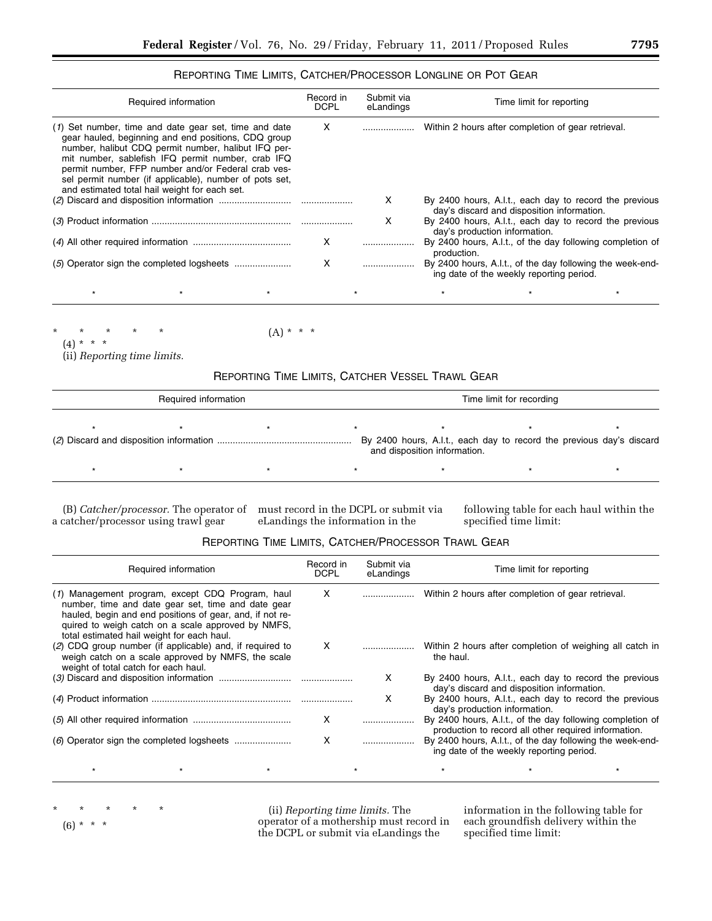REPORTING TIME LIMITS, CATCHER/PROCESSOR LONGLINE OR POT GEAR

| Required information | Record in DCPL | Submit via eLandings | Time limit for reporting |
|---|---|---|---|
| (*1*) Set number, time and date gear set, time and date gear hauled, beginning and end positions, CDQ group number, halibut CDQ permit number, halibut IFQ permit number, sablefish IFQ permit number, crab IFQ permit number, FFP number and/or Federal crab vessel permit number (if applicable), number of pots set, and estimated total hail weight for each set. | X | .................... | Within 2 hours after completion of gear retrieval. |
| (*2*) Discard and disposition information ............................ | .................... | X | By 2400 hours, A.l.t., each day to record the previous day's discard and disposition information. |
| (*3*) Product information ...................................................... | .................... | X | By 2400 hours, A.l.t., each day to record the previous day's production information. |
| (*4*) All other required information ...................................... | X | .................... | By 2400 hours, A.l.t., of the day following completion of production. |
| (*5*) Operator sign the completed logsheets ...................... | X | .................... | By 2400 hours, A.l.t., of the day following the week-ending date of the weekly reporting period. |
| * * * | * | | * * * |

\* \* \* \* \*

(4) \* \* \*

(ii) *Reporting time limits.*

(A) \* \* \*

REPORTING TIME LIMITS, CATCHER VESSEL TRAWL GEAR

| Required information | Time limit for recording |
|---|---|
| * * * | * * * * |
| (*2*) Discard and disposition information .................................................... | By 2400 hours, A.l.t., each day to record the previous day's discard and disposition information. |
| * * * | * * * * |

(B) *Catcher/processor.* The operator of a catcher/processor using trawl gear must record in the DCPL or submit via eLandings the information in the following table for each haul within the specified time limit:

REPORTING TIME LIMITS, CATCHER/PROCESSOR TRAWL GEAR

| Required information | Record in DCPL | Submit via eLandings | Time limit for reporting |
|---|---|---|---|
| (*1*) Management program, except CDQ Program, haul number, time and date gear set, time and date gear hauled, begin and end positions of gear, and, if not required to weigh catch on a scale approved by NMFS, total estimated hail weight for each haul. | X | .................... | Within 2 hours after completion of gear retrieval. |
| (*2*) CDQ group number (if applicable) and, if required to weigh catch on a scale approved by NMFS, the scale weight of total catch for each haul. | X | .................... | Within 2 hours after completion of weighing all catch in the haul. |
| (*3*) Discard and disposition information ............................ | .................... | X | By 2400 hours, A.l.t., each day to record the previous day's discard and disposition information. |
| (*4*) Product information ...................................................... | .................... | X | By 2400 hours, A.l.t., each day to record the previous day's production information. |
| (*5*) All other required information ...................................... | X | .................... | By 2400 hours, A.l.t., of the day following completion of production to record all other required information. |
| (*6*) Operator sign the completed logsheets ...................... | X | .................... | By 2400 hours, A.l.t., of the day following the week-ending date of the weekly reporting period. |
| * * * | * | | * * * |

\* \* \* \* \*

(6) \* \* \*

(ii) *Reporting time limits.* The operator of a mothership must record in the DCPL or submit via eLandings the information in the following table for each groundfish delivery within the specified time limit: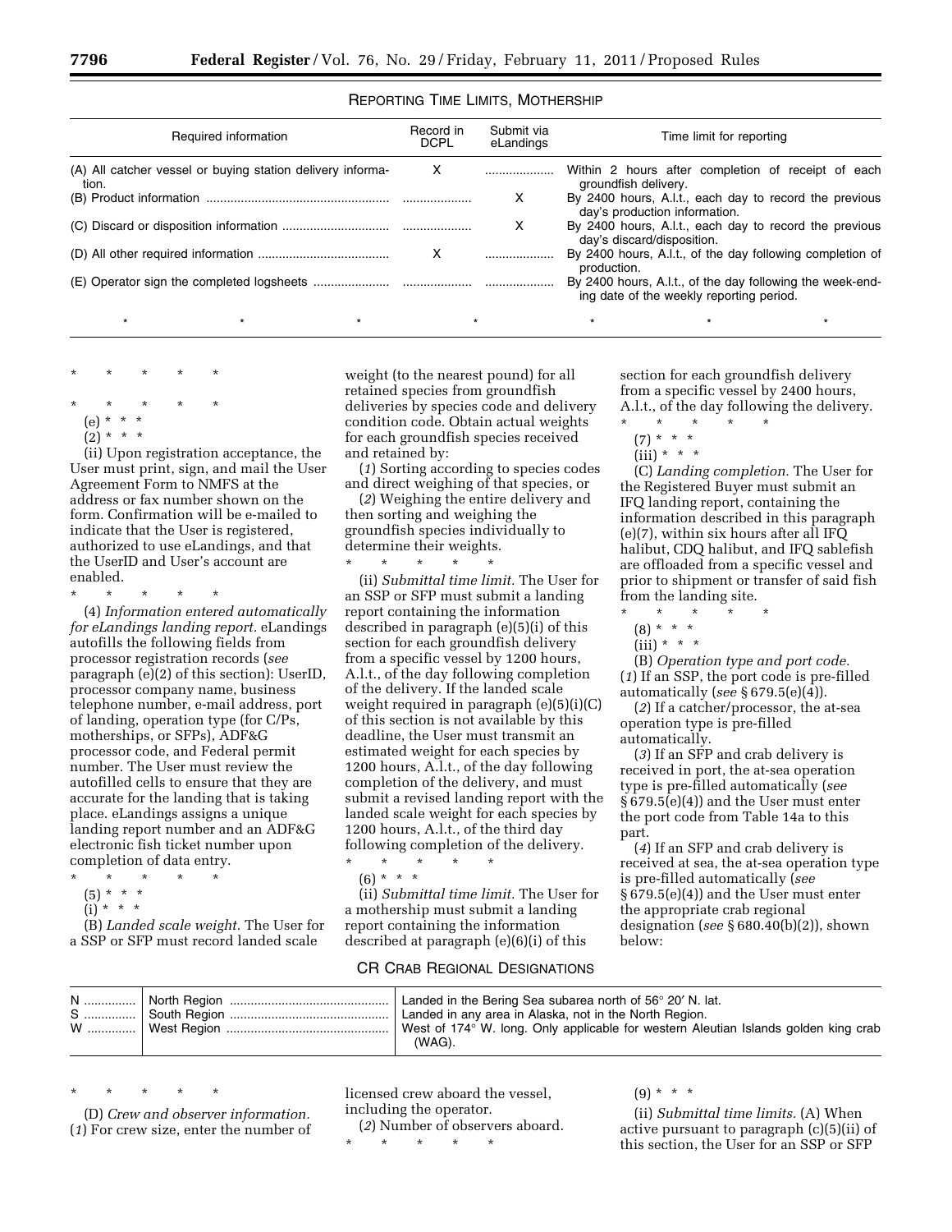REPORTING TIME LIMITS, MOTHERSHIP

| Required information | Record in DCPL | Submit via eLandings | Time limit for reporting |
|---|---|---|---|
| (A) All catcher vessel or buying station delivery information. | X | | Within 2 hours after completion of receipt of each groundfish delivery. |
| (B) Product information | | X | By 2400 hours, A.l.t., each day to record the previous day's production information. |
| (C) Discard or disposition information | | X | By 2400 hours, A.l.t., each day to record the previous day's discard/disposition. |
| (D) All other required information | X | | By 2400 hours, A.l.t., of the day following completion of production. |
| (E) Operator sign the completed logsheets | | | By 2400 hours, A.l.t., of the day following the week-ending date of the weekly reporting period. |
| * * * | * | * * | * |

\* \* \* \* \*

\* \* \* \* \*

(e) * * *

(2) * * *

(ii) Upon registration acceptance, the User must print, sign, and mail the User Agreement Form to NMFS at the address or fax number shown on the form. Confirmation will be e-mailed to indicate that the User is registered, authorized to use eLandings, and that the UserID and User's account are enabled.

\* \* \* \* \*

(4) *Information entered automatically for eLandings landing report.* eLandings autofills the following fields from processor registration records (*see* paragraph (e)(2) of this section): UserID, processor company name, business telephone number, e-mail address, port of landing, operation type (for C/Ps, motherships, or SFPs), ADF&G processor code, and Federal permit number. The User must review the autofilled cells to ensure that they are accurate for the landing that is taking place. eLandings assigns a unique landing report number and an ADF&G electronic fish ticket number upon completion of data entry.

\* \* \* \* \*

(5) * * *

(i) * * *

(B) *Landed scale weight.* The User for a SSP or SFP must record landed scale weight (to the nearest pound) for all retained species from groundfish deliveries by species code and delivery condition code. Obtain actual weights for each groundfish species received and retained by:

(*1*) Sorting according to species codes and direct weighing of that species, or

(*2*) Weighing the entire delivery and then sorting and weighing the groundfish species individually to determine their weights.

\* \* \* \* \*

(ii) *Submittal time limit.* The User for an SSP or SFP must submit a landing report containing the information described in paragraph (e)(5)(i) of this section for each groundfish delivery from a specific vessel by 1200 hours, A.l.t., of the day following completion of the delivery. If the landed scale weight required in paragraph (e)(5)(i)(C) of this section is not available by this deadline, the User must transmit an estimated weight for each species by 1200 hours, A.l.t., of the day following completion of the delivery, and must submit a revised landing report with the landed scale weight for each species by 1200 hours, A.l.t., of the third day following completion of the delivery.

\* \* \* \* \*

(6) * * *

(ii) *Submittal time limit.* The User for a mothership must submit a landing report containing the information described at paragraph (e)(6)(i) of this section for each groundfish delivery from a specific vessel by 2400 hours, A.l.t., of the day following the delivery.

\* \* \* \* \*

(7) * * *

(iii) * * *

(C) *Landing completion.* The User for the Registered Buyer must submit an IFQ landing report, containing the information described in this paragraph (e)(7), within six hours after all IFQ halibut, CDQ halibut, and IFQ sablefish are offloaded from a specific vessel and prior to shipment or transfer of said fish from the landing site.

\* \* \* \* \*

(8) * * *

(iii) * * *

(B) *Operation type and port code.* (*1*) If an SSP, the port code is pre-filled automatically (*see* § 679.5(e)(4)).

(*2*) If a catcher/processor, the at-sea operation type is pre-filled automatically.

(*3*) If an SFP and crab delivery is received in port, the at-sea operation type is pre-filled automatically (*see* § 679.5(e)(4)) and the User must enter the port code from Table 14a to this part.

(*4*) If an SFP and crab delivery is received at sea, the at-sea operation type is pre-filled automatically (*see* § 679.5(e)(4)) and the User must enter the appropriate crab regional designation (*see* § 680.40(b)(2)), shown below:

CR CRAB REGIONAL DESIGNATIONS

| | | |
|---|---|---|
| N | North Region | Landed in the Bering Sea subarea north of 56° 20′ N. lat. |
| S | South Region | Landed in any area in Alaska, not in the North Region. |
| W | West Region | West of 174° W. long. Only applicable for western Aleutian Islands golden king crab (WAG). |

\* \* \* \* \*

(D) *Crew and observer information.* (*1*) For crew size, enter the number of licensed crew aboard the vessel, including the operator.

(*2*) Number of observers aboard.

\* \* \* \* \*

(9) * * *

(ii) *Submittal time limits.* (A) When active pursuant to paragraph (c)(5)(ii) of this section, the User for an SSP or SFP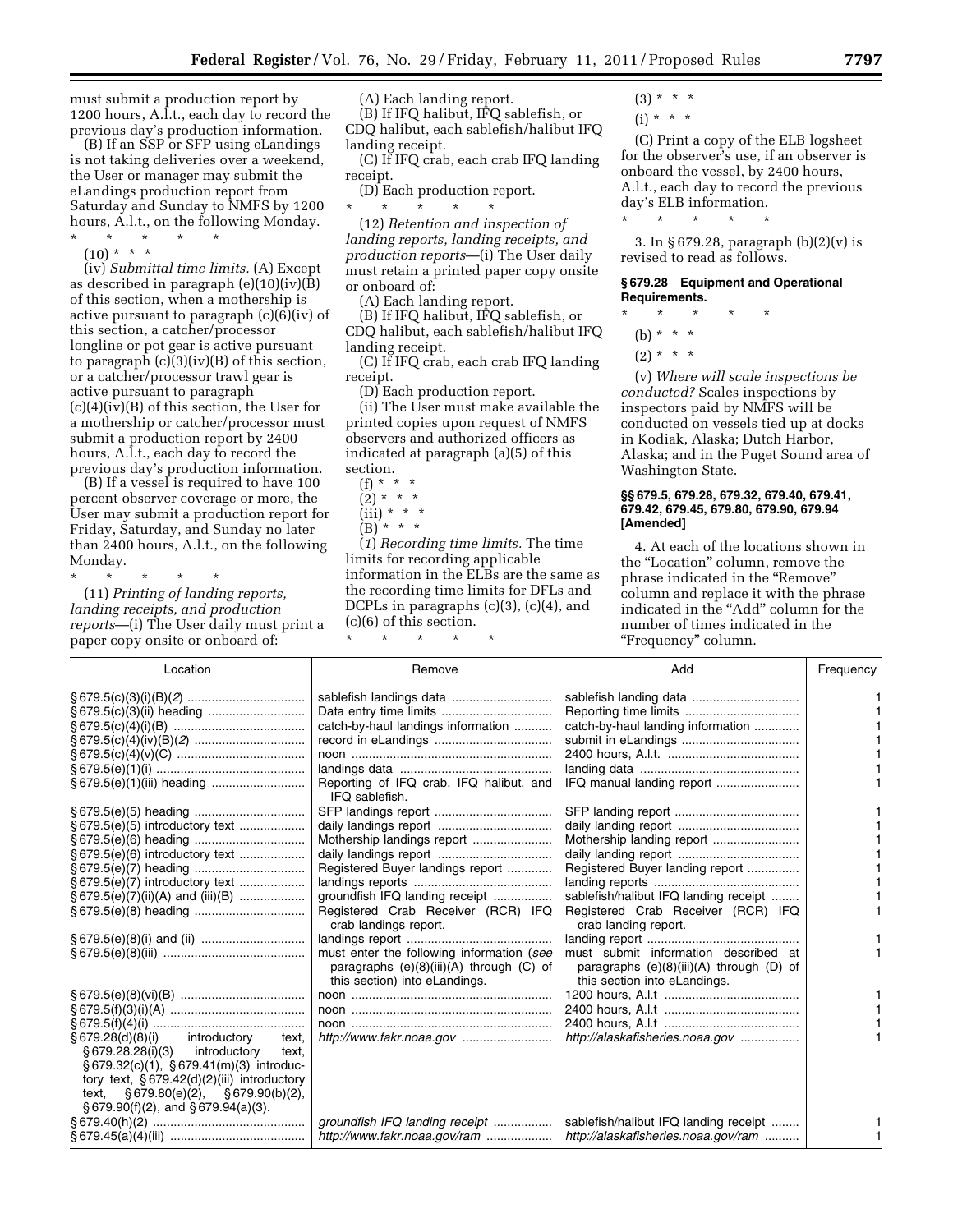must submit a production report by 1200 hours, A.l.t., each day to record the previous day's production information.

(B) If an SSP or SFP using eLandings is not taking deliveries over a weekend, the User or manager may submit the eLandings production report from Saturday and Sunday to NMFS by 1200 hours, A.l.t., on the following Monday.

\* \* \* \* \*

(10) \* \* \*

(iv) *Submittal time limits.* (A) Except as described in paragraph (e)(10)(iv)(B) of this section, when a mothership is active pursuant to paragraph (c)(6)(iv) of this section, a catcher/processor longline or pot gear is active pursuant to paragraph (c)(3)(iv)(B) of this section, or a catcher/processor trawl gear is active pursuant to paragraph (c)(4)(iv)(B) of this section, the User for a mothership or catcher/processor must submit a production report by 2400 hours, A.l.t., each day to record the previous day's production information.

(B) If a vessel is required to have 100 percent observer coverage or more, the User may submit a production report for Friday, Saturday, and Sunday no later than 2400 hours, A.l.t., on the following Monday.

\* \* \* \* \*

(11) *Printing of landing reports, landing receipts, and production reports*—(i) The User daily must print a paper copy onsite or onboard of:

(A) Each landing report.

(B) If IFQ halibut, IFQ sablefish, or CDQ halibut, each sablefish/halibut IFQ landing receipt.

(C) If IFQ crab, each crab IFQ landing receipt.

(D) Each production report.

\* \* \* \* \*

(12) *Retention and inspection of landing reports, landing receipts, and production reports*—(i) The User daily must retain a printed paper copy onsite or onboard of:

(A) Each landing report.

(B) If IFQ halibut, IFQ sablefish, or CDQ halibut, each sablefish/halibut IFQ landing receipt.

(C) If IFQ crab, each crab IFQ landing receipt.

(D) Each production report.

(ii) The User must make available the printed copies upon request of NMFS observers and authorized officers as indicated at paragraph (a)(5) of this section.

(f) \* \* \*

(2) \* \* \*

(iii) \* \* \*

(B) \* \* \*

(*1*) *Recording time limits.* The time limits for recording applicable information in the ELBs are the same as the recording time limits for DFLs and DCPLs in paragraphs (c)(3), (c)(4), and (c)(6) of this section.

\* \* \* \* \*

(3) \* \* \*

(i) \* \* \*

(C) Print a copy of the ELB logsheet for the observer's use, if an observer is onboard the vessel, by 2400 hours, A.l.t., each day to record the previous day's ELB information.

\* \* \* \* \*

3. In § 679.28, paragraph (b)(2)(v) is revised to read as follows.

### § 679.28 Equipment and Operational Requirements.

\* \* \* \* \*

(b) \* \* \*

(2) \* \* \*

(v) *Where will scale inspections be conducted?* Scales inspections by inspectors paid by NMFS will be conducted on vessels tied up at docks in Kodiak, Alaska; Dutch Harbor, Alaska; and in the Puget Sound area of Washington State.

### §§ 679.5, 679.28, 679.32, 679.40, 679.41, 679.42, 679.45, 679.80, 679.90, 679.94 [Amended]

4. At each of the locations shown in the "Location" column, remove the phrase indicated in the "Remove" column and replace it with the phrase indicated in the "Add" column for the number of times indicated in the "Frequency" column.

| Location | Remove | Add | Frequency |
|---|---|---|---|
| § 679.5(c)(3)(i)(B)(*2*) | sablefish landings data | sablefish landing data | 1 |
| § 679.5(c)(3)(ii) heading | Data entry time limits | Reporting time limits | 1 |
| § 679.5(c)(4)(i)(B) | catch-by-haul landings information | catch-by-haul landing information | 1 |
| § 679.5(c)(4)(iv)(B)(*2*) | record in eLandings | submit in eLandings | 1 |
| § 679.5(c)(4)(v)(C) | noon | 2400 hours, A.l.t. | 1 |
| § 679.5(e)(1)(i) | landings data | landing data | 1 |
| § 679.5(e)(1)(iii) heading | Reporting of IFQ crab, IFQ halibut, and IFQ sablefish. | IFQ manual landing report | 1 |
| § 679.5(e)(5) heading | SFP landings report | SFP landing report | 1 |
| § 679.5(e)(5) introductory text | daily landings report | daily landing report | 1 |
| § 679.5(e)(6) heading | Mothership landings report | Mothership landing report | 1 |
| § 679.5(e)(6) introductory text | daily landings report | daily landing report | 1 |
| § 679.5(e)(7) heading | Registered Buyer landings report | Registered Buyer landing report | 1 |
| § 679.5(e)(7) introductory text | landings reports | landing reports | 1 |
| § 679.5(e)(7)(ii)(A) and (iii)(B) | groundfish IFQ landing receipt | sablefish/halibut IFQ landing receipt | 1 |
| § 679.5(e)(8) heading | Registered Crab Receiver (RCR) IFQ crab landings report. | Registered Crab Receiver (RCR) IFQ crab landing report. | 1 |
| § 679.5(e)(8)(i) and (ii) | landings report | landing report | 1 |
| § 679.5(e)(8)(iii) | must enter the following information (*see* paragraphs (e)(8)(iii)(A) through (C) of this section) into eLandings. | must submit information described at paragraphs (e)(8)(iii)(A) through (D) of this section into eLandings. | 1 |
| § 679.5(e)(8)(vi)(B) | noon | 1200 hours, A.l.t | 1 |
| § 679.5(f)(3)(i)(A) | noon | 2400 hours, A.l.t | 1 |
| § 679.5(f)(4)(i) | noon | 2400 hours, A.l.t | 1 |
| § 679.28(d)(8)(i) introductory text, § 679.28.28(i)(3) introductory text, § 679.32(c)(1), § 679.41(m)(3) introductory text, § 679.42(d)(2)(iii) introductory text, § 679.80(e)(2), § 679.90(b)(2), § 679.90(f)(2), and § 679.94(a)(3). | *http://www.fakr.noaa.gov* | *http://alaskafisheries.noaa.gov* | 1 |
| § 679.40(h)(2) | *groundfish IFQ landing receipt* | sablefish/halibut IFQ landing receipt | 1 |
| § 679.45(a)(4)(iii) | *http://www.fakr.noaa.gov/ram* | *http://alaskafisheries.noaa.gov/ram* | 1 |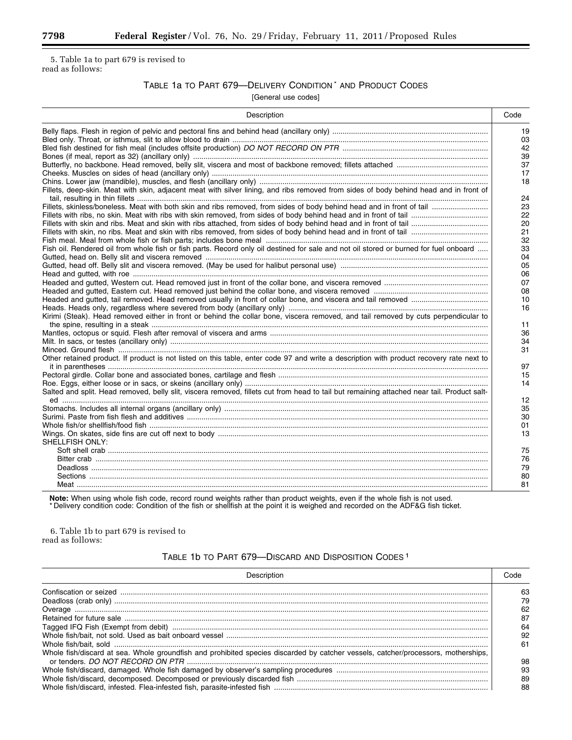5. Table 1a to part 679 is revised to read as follows:

### TABLE 1a TO PART 679—DELIVERY CONDITION * AND PRODUCT CODES

[General use codes]

| Description | Code |
|---|---|
| Belly flaps. Flesh in region of pelvic and pectoral fins and behind head (ancillary only) | 19 |
| Bled only. Throat, or isthmus, slit to allow blood to drain | 03 |
| Bled fish destined for fish meal (includes offsite production) *DO NOT RECORD ON PTR* | 42 |
| Bones (if meal, report as 32) (ancillary only) | 39 |
| Butterfly, no backbone. Head removed, belly slit, viscera and most of backbone removed; fillets attached | 37 |
| Cheeks. Muscles on sides of head (ancillary only) | 17 |
| Chins. Lower jaw (mandible), muscles, and flesh (ancillary only) | 18 |
| Fillets, deep-skin. Meat with skin, adjacent meat with silver lining, and ribs removed from sides of body behind head and in front of tail, resulting in thin fillets | 24 |
| Fillets, skinless/boneless. Meat with both skin and ribs removed, from sides of body behind head and in front of tail | 23 |
| Fillets with ribs, no skin. Meat with ribs with skin removed, from sides of body behind head and in front of tail | 22 |
| Fillets with skin and ribs. Meat and skin with ribs attached, from sides of body behind head and in front of tail | 20 |
| Fillets with skin, no ribs. Meat and skin with ribs removed, from sides of body behind head and in front of tail | 21 |
| Fish meal. Meal from whole fish or fish parts; includes bone meal | 32 |
| Fish oil. Rendered oil from whole fish or fish parts. Record only oil destined for sale and not oil stored or burned for fuel onboard | 33 |
| Gutted, head on. Belly slit and viscera removed | 04 |
| Gutted, head off. Belly slit and viscera removed. (May be used for halibut personal use) | 05 |
| Head and gutted, with roe | 06 |
| Headed and gutted, Western cut. Head removed just in front of the collar bone, and viscera removed | 07 |
| Headed and gutted, Eastern cut. Head removed just behind the collar bone, and viscera removed | 08 |
| Headed and gutted, tail removed. Head removed usually in front of collar bone, and viscera and tail removed | 10 |
| Heads. Heads only, regardless where severed from body (ancillary only) | 16 |
| Kirimi (Steak). Head removed either in front or behind the collar bone, viscera removed, and tail removed by cuts perpendicular to the spine, resulting in a steak | 11 |
| Mantles, octopus or squid. Flesh after removal of viscera and arms | 36 |
| Milt. In sacs, or testes (ancillary only) | 34 |
| Minced. Ground flesh | 31 |
| Other retained product. If product is not listed on this table, enter code 97 and write a description with product recovery rate next to it in parentheses | 97 |
| Pectoral girdle. Collar bone and associated bones, cartilage and flesh | 15 |
| Roe. Eggs, either loose or in sacs, or skeins (ancillary only) | 14 |
| Salted and split. Head removed, belly slit, viscera removed, fillets cut from head to tail but remaining attached near tail. Product salted | 12 |
| Stomachs. Includes all internal organs (ancillary only) | 35 |
| Surimi. Paste from fish flesh and additives | 30 |
| Whole fish/or shellfish/food fish | 01 |
| Wings. On skates, side fins are cut off next to body | 13 |
| SHELLFISH ONLY: | |
| Soft shell crab | 75 |
| Bitter crab | 76 |
| Deadloss | 79 |
| Sections | 80 |
| Meat | 81 |

**Note:** When using whole fish code, record round weights rather than product weights, even if the whole fish is not used.
* Delivery condition code: Condition of the fish or shellfish at the point it is weighed and recorded on the ADF&G fish ticket.

6. Table 1b to part 679 is revised to read as follows:

### TABLE 1b TO PART 679—DISCARD AND DISPOSITION CODES [1]

| Description | Code |
|---|---|
| Confiscation or seized | 63 |
| Deadloss (crab only) | 79 |
| Overage | 62 |
| Retained for future sale | 87 |
| Tagged IFQ Fish (Exempt from debit) | 64 |
| Whole fish/bait, not sold. Used as bait onboard vessel | 92 |
| Whole fish/bait, sold | 61 |
| Whole fish/discard at sea. Whole groundfish and prohibited species discarded by catcher vessels, catcher/processors, motherships, or tenders. *DO NOT RECORD ON PTR* | 98 |
| Whole fish/discard, damaged. Whole fish damaged by observer's sampling procedures | 93 |
| Whole fish/discard, decomposed. Decomposed or previously discarded fish | 89 |
| Whole fish/discard, infested. Flea-infested fish, parasite-infested fish | 88 |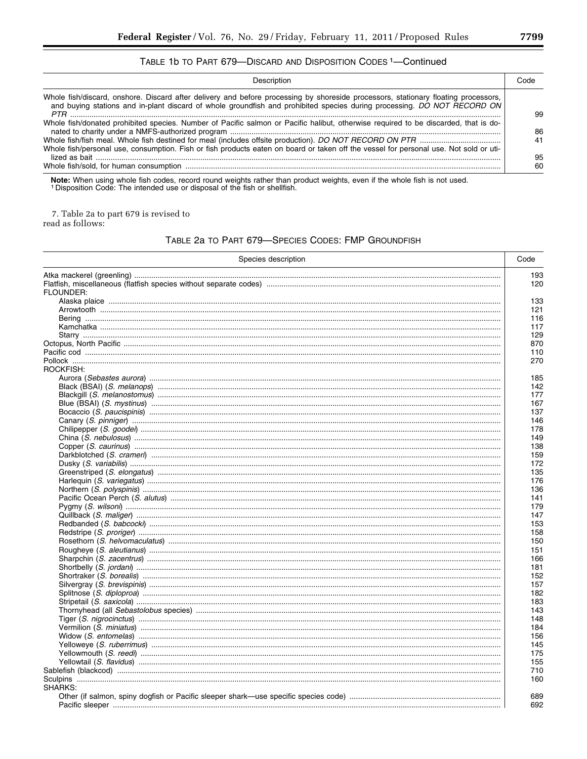TABLE 1b TO PART 679—DISCARD AND DISPOSITION CODES [1]—Continued

| Description | Code |
| --- | --- |
| Whole fish/discard, onshore. Discard after delivery and before processing by shoreside processors, stationary floating processors, and buying stations and in-plant discard of whole groundfish and prohibited species during processing. *DO NOT RECORD ON PTR* | 99 |
| Whole fish/donated prohibited species. Number of Pacific salmon or Pacific halibut, otherwise required to be discarded, that is donated to charity under a NMFS-authorized program | 86 |
| Whole fish/fish meal. Whole fish destined for meal (includes offsite production). *DO NOT RECORD ON PTR* | 41 |
| Whole fish/personal use, consumption. Fish or fish products eaten on board or taken off the vessel for personal use. Not sold or utilized as bait | 95 |
| Whole fish/sold, for human consumption | 60 |

**Note:** When using whole fish codes, record round weights rather than product weights, even if the whole fish is not used.
[1] Disposition Code: The intended use or disposal of the fish or shellfish.

7. Table 2a to part 679 is revised to read as follows:

TABLE 2a TO PART 679—SPECIES CODES: FMP GROUNDFISH

| Species description | Code |
| --- | --- |
| Atka mackerel (greenling) | 193 |
| Flatfish, miscellaneous (flatfish species without separate codes) | 120 |
| FLOUNDER: | |
| Alaska plaice | 133 |
| Arrowtooth | 121 |
| Bering | 116 |
| Kamchatka | 117 |
| Starry | 129 |
| Octopus, North Pacific | 870 |
| Pacific cod | 110 |
| Pollock | 270 |
| ROCKFISH: | |
| Aurora (*Sebastes aurora*) | 185 |
| Black (BSAI) (*S. melanops*) | 142 |
| Blackgill (*S. melanostomus*) | 177 |
| Blue (BSAI) (*S. mystinus*) | 167 |
| Bocaccio (*S. paucispinis*) | 137 |
| Canary (*S. pinniger*) | 146 |
| Chilipepper (*S. goodei*) | 178 |
| China (*S. nebulosus*) | 149 |
| Copper (*S. caurinus*) | 138 |
| Darkblotched (*S. crameri*) | 159 |
| Dusky (*S. variabilis*) | 172 |
| Greenstriped (*S. elongatus*) | 135 |
| Harlequin (*S. variegatus*) | 176 |
| Northern (*S. polyspinis*) | 136 |
| Pacific Ocean Perch (*S. alutus*) | 141 |
| Pygmy (*S. wilsoni*) | 179 |
| Quillback (*S. maliger*) | 147 |
| Redbanded (*S. babcocki*) | 153 |
| Redstripe (*S. proriger*) | 158 |
| Rosethorn (*S. helvomaculatus*) | 150 |
| Rougheye (*S. aleutianus*) | 151 |
| Sharpchin (*S. zacentrus*) | 166 |
| Shortbelly (*S. jordani*) | 181 |
| Shortraker (*S. borealis*) | 152 |
| Silvergray (*S. brevispinis*) | 157 |
| Splitnose (*S. diploproa*) | 182 |
| Stripetail (*S. saxicola*) | 183 |
| Thornyhead (all *Sebastolobus* species) | 143 |
| Tiger (*S. nigrocinctus*) | 148 |
| Vermilion (*S. miniatus*) | 184 |
| Widow (*S. entomelas*) | 156 |
| Yelloweye (*S. ruberrimus*) | 145 |
| Yellowmouth (*S. reedi*) | 175 |
| Yellowtail (*S. flavidus*) | 155 |
| Sablefish (blackcod) | 710 |
| Sculpins | 160 |
| SHARKS: | |
| Other (if salmon, spiny dogfish or Pacific sleeper shark—use specific species code) | 689 |
| Pacific sleeper | 692 |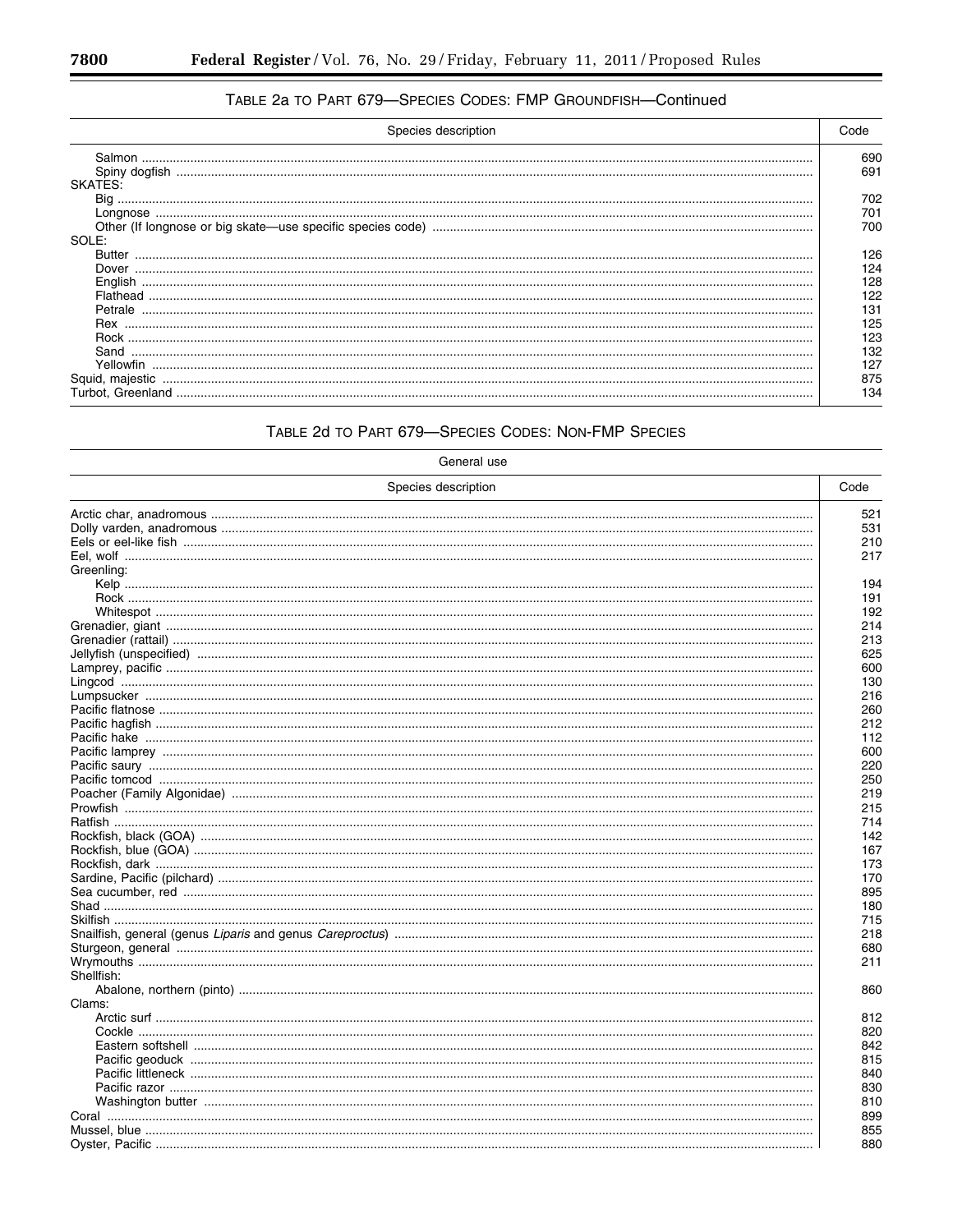TABLE 2a TO PART 679—SPECIES CODES: FMP GROUNDFISH—Continued

| Species description | Code |
| --- | --- |
| Salmon | 690 |
| Spiny dogfish | 691 |
| SKATES: | |
| Big | 702 |
| Longnose | 701 |
| Other (If longnose or big skate—use specific species code) | 700 |
| SOLE: | |
| Butter | 126 |
| Dover | 124 |
| English | 128 |
| Flathead | 122 |
| Petrale | 131 |
| Rex | 125 |
| Rock | 123 |
| Sand | 132 |
| Yellowfin | 127 |
| Squid, majestic | 875 |
| Turbot, Greenland | 134 |

TABLE 2d TO PART 679—SPECIES CODES: NON-FMP SPECIES

| General use | |
| --- | --- |
| Species description | Code |
| Arctic char, anadromous | 521 |
| Dolly varden, anadromous | 531 |
| Eels or eel-like fish | 210 |
| Eel, wolf | 217 |
| Greenling: | |
| Kelp | 194 |
| Rock | 191 |
| Whitespot | 192 |
| Grenadier, giant | 214 |
| Grenadier (rattail) | 213 |
| Jellyfish (unspecified) | 625 |
| Lamprey, pacific | 600 |
| Lingcod | 130 |
| Lumpsucker | 216 |
| Pacific flatnose | 260 |
| Pacific hagfish | 212 |
| Pacific hake | 112 |
| Pacific lamprey | 600 |
| Pacific saury | 220 |
| Pacific tomcod | 250 |
| Poacher (Family Algonidae) | 219 |
| Prowfish | 215 |
| Ratfish | 714 |
| Rockfish, black (GOA) | 142 |
| Rockfish, blue (GOA) | 167 |
| Rockfish, dark | 173 |
| Sardine, Pacific (pilchard) | 170 |
| Sea cucumber, red | 895 |
| Shad | 180 |
| Skilfish | 715 |
| Snailfish, general (genus *Liparis* and genus *Careproctus*) | 218 |
| Sturgeon, general | 680 |
| Wrymouths | 211 |
| Shellfish: | |
| Abalone, northern (pinto) | 860 |
| Clams: | |
| Arctic surf | 812 |
| Cockle | 820 |
| Eastern softshell | 842 |
| Pacific geoduck | 815 |
| Pacific littleneck | 840 |
| Pacific razor | 830 |
| Washington butter | 810 |
| Coral | 899 |
| Mussel, blue | 855 |
| Oyster, Pacific | 880 |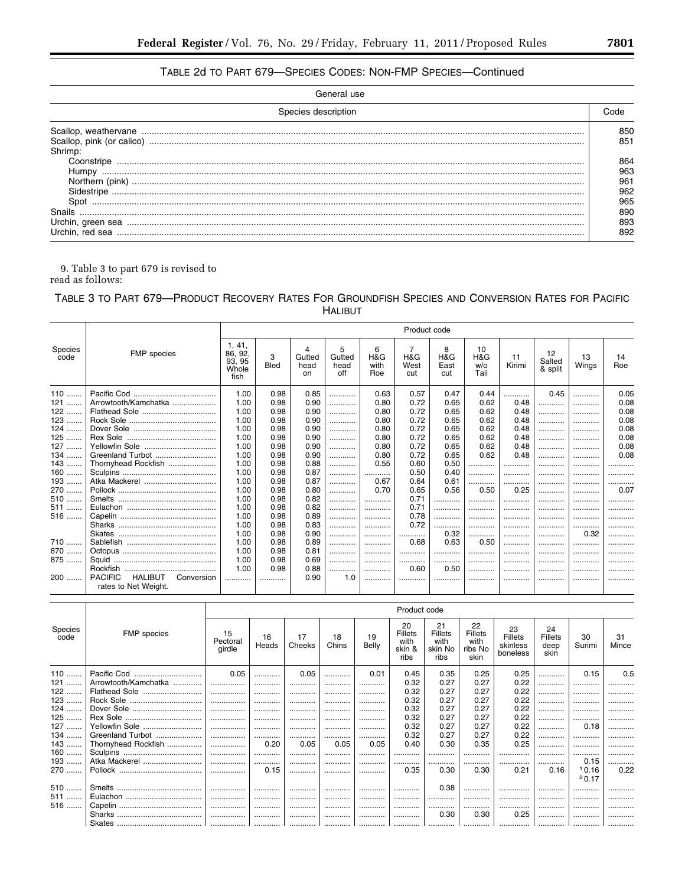TABLE 2d TO PART 679—SPECIES CODES: NON-FMP SPECIES—Continued

| General use | |
|---|---|
| Species description | Code |
| Scallop, weathervane | 850 |
| Scallop, pink (or calico) | 851 |
| Shrimp: | |
| Coonstripe | 864 |
| Humpy | 963 |
| Northern (pink) | 961 |
| Sidestripe | 962 |
| Spot | 965 |
| Snails | 890 |
| Urchin, green sea | 893 |
| Urchin, red sea | 892 |

9. Table 3 to part 679 is revised to read as follows:

TABLE 3 TO PART 679—PRODUCT RECOVERY RATES FOR GROUNDFISH SPECIES AND CONVERSION RATES FOR PACIFIC HALIBUT

| Species code | FMP species | Product code | | | | | | | | | | | |
|---|---|---|---|---|---|---|---|---|---|---|---|---|---|
| | | 1, 41, 86, 92, 93, 95 Whole fish | 3 Bled | 4 Gutted head on | 5 Gutted head off | 6 H&G with Roe | 7 H&G West cut | 8 H&G East cut | 10 H&G w/o Tail | 11 Kirimi | 12 Salted & split | 13 Wings | 14 Roe |
| 110 | Pacific Cod | 1.00 | 0.98 | 0.85 | | 0.63 | 0.57 | 0.47 | 0.44 | | 0.45 | | 0.05 |
| 121 | Arrowtooth/Kamchatka | 1.00 | 0.98 | 0.90 | | 0.80 | 0.72 | 0.65 | 0.62 | 0.48 | | | 0.08 |
| 122 | Flathead Sole | 1.00 | 0.98 | 0.90 | | 0.80 | 0.72 | 0.65 | 0.62 | 0.48 | | | 0.08 |
| 123 | Rock Sole | 1.00 | 0.98 | 0.90 | | 0.80 | 0.72 | 0.65 | 0.62 | 0.48 | | | 0.08 |
| 124 | Dover Sole | 1.00 | 0.98 | 0.90 | | 0.80 | 0.72 | 0.65 | 0.62 | 0.48 | | | 0.08 |
| 125 | Rex Sole | 1.00 | 0.98 | 0.90 | | 0.80 | 0.72 | 0.65 | 0.62 | 0.48 | | | 0.08 |
| 127 | Yellowfin Sole | 1.00 | 0.98 | 0.90 | | 0.80 | 0.72 | 0.65 | 0.62 | 0.48 | | | 0.08 |
| 134 | Greenland Turbot | 1.00 | 0.98 | 0.90 | | 0.80 | 0.72 | 0.65 | 0.62 | 0.48 | | | 0.08 |
| 143 | Thornyhead Rockfish | 1.00 | 0.98 | 0.88 | | 0.55 | 0.60 | 0.50 | | | | | |
| 160 | Sculpins | 1.00 | 0.98 | 0.87 | | | 0.50 | 0.40 | | | | | |
| 193 | Atka Mackerel | 1.00 | 0.98 | 0.87 | | 0.67 | 0.64 | 0.61 | | | | | |
| 270 | Pollock | 1.00 | 0.98 | 0.80 | | 0.70 | 0.65 | 0.56 | 0.50 | 0.25 | | | 0.07 |
| 510 | Smelts | 1.00 | 0.98 | 0.82 | | | 0.71 | | | | | | |
| 511 | Eulachon | 1.00 | 0.98 | 0.82 | | | 0.71 | | | | | | |
| 516 | Capelin | 1.00 | 0.98 | 0.89 | | | 0.78 | | | | | | |
| | Sharks | 1.00 | 0.98 | 0.83 | | | 0.72 | | | | | | |
| | Skates | 1.00 | 0.98 | 0.90 | | | | 0.32 | | | | 0.32 | |
| 710 | Sablefish | 1.00 | 0.98 | 0.89 | | | 0.68 | 0.63 | 0.50 | | | | |
| 870 | Octopus | 1.00 | 0.98 | 0.81 | | | | | | | | | |
| 875 | Squid | 1.00 | 0.98 | 0.69 | | | | | | | | | |
| | Rockfish | 1.00 | 0.98 | 0.88 | | | 0.60 | 0.50 | | | | | |
| 200 | PACIFIC HALIBUT Conversion rates to Net Weight. | | | 0.90 | 1.0 | | | | | | | | |

| Species code | FMP species | Product code | | | | | | | | | | | |
|---|---|---|---|---|---|---|---|---|---|---|---|---|---|
| | | 15 Pectoral girdle | 16 Heads | 17 Cheeks | 18 Chins | 19 Belly | 20 Fillets with skin & ribs | 21 Fillets with skin No ribs | 22 Fillets with ribs No skin | 23 Fillets skinless boneless | 24 Fillets deep skin | 30 Surimi | 31 Mince |
| 110 | Pacific Cod | 0.05 | | 0.05 | | 0.01 | 0.45 | 0.35 | 0.25 | 0.25 | | 0.15 | 0.5 |
| 121 | Arrowtooth/Kamchatka | | | | | | 0.32 | 0.27 | 0.27 | 0.22 | | | |
| 122 | Flathead Sole | | | | | | 0.32 | 0.27 | 0.27 | 0.22 | | | |
| 123 | Rock Sole | | | | | | 0.32 | 0.27 | 0.27 | 0.22 | | | |
| 124 | Dover Sole | | | | | | 0.32 | 0.27 | 0.27 | 0.22 | | | |
| 125 | Rex Sole | | | | | | 0.32 | 0.27 | 0.27 | 0.22 | | | |
| 127 | Yellowfin Sole | | | | | | 0.32 | 0.27 | 0.27 | 0.22 | | 0.18 | |
| 134 | Greenland Turbot | | | | | | 0.32 | 0.27 | 0.27 | 0.22 | | | |
| 143 | Thornyhead Rockfish | | 0.20 | 0.05 | 0.05 | 0.05 | 0.40 | 0.30 | 0.35 | 0.25 | | | |
| 160 | Sculpins | | | | | | | | | | | | |
| 193 | Atka Mackerel | | | | | | | | | | | 0.15 | |
| 270 | Pollock | | 0.15 | | | | 0.35 | 0.30 | 0.30 | 0.21 | 0.16 | [1] 0.16 [2] 0.17 | 0.22 |
| 510 | Smelts | | | | | | | 0.38 | | | | | |
| 511 | Eulachon | | | | | | | | | | | | |
| 516 | Capelin | | | | | | | | | | | | |
| | Sharks | | | | | | | 0.30 | 0.30 | 0.25 | | | |
| | Skates | | | | | | | | | | | | |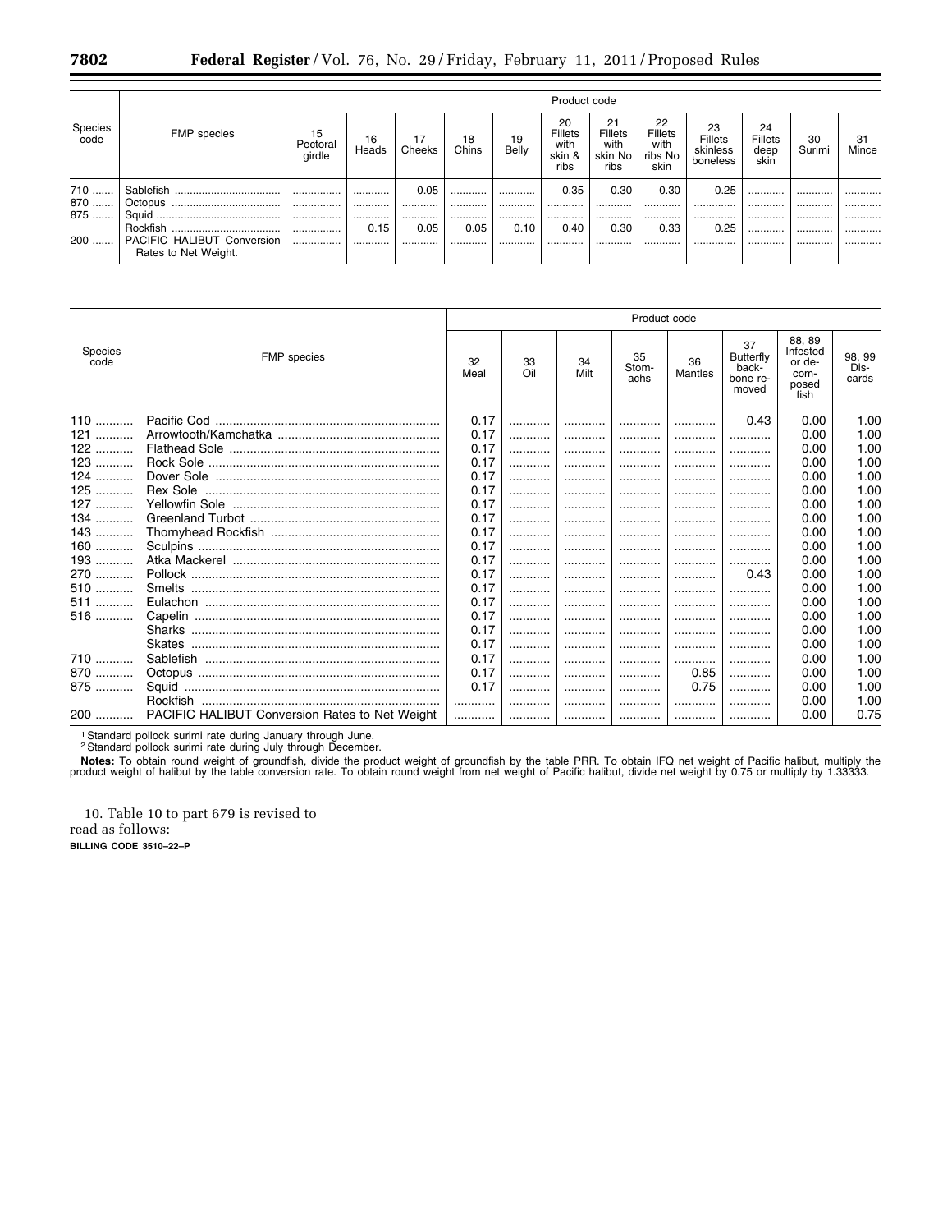| Species code | FMP species | Product code | | | | | | | | | | | |
|---|---|---|---|---|---|---|---|---|---|---|---|---|---|
| | | 15 Pectoral girdle | 16 Heads | 17 Cheeks | 18 Chins | 19 Belly | 20 Fillets with skin & ribs | 21 Fillets with skin No ribs | 22 Fillets with ribs No skin | 23 Fillets skinless boneless | 24 Fillets deep skin | 30 Surimi | 31 Mince |
| 710 | Sablefish | | | 0.05 | | | 0.35 | 0.30 | 0.30 | 0.25 | | | |
| 870 | Octopus | | | | | | | | | | | | |
| 875 | Squid | | | | | | | | | | | | |
| | Rockfish | | 0.15 | 0.05 | 0.05 | 0.10 | 0.40 | 0.30 | 0.33 | 0.25 | | | |
| 200 | PACIFIC HALIBUT Conversion Rates to Net Weight. | | | | | | | | | | | | |

| Species code | FMP species | Product code | | | | | | | | |
|---|---|---|---|---|---|---|---|---|---|---|
| | | 32 Meal | 33 Oil | 34 Milt | 35 Stomachs | 36 Mantles | 37 Butterfly back-bone removed | 88, 89 Infested or decomposed fish | 98, 99 Discards |
| 110 | Pacific Cod | 0.17 | | | | | 0.43 | 0.00 | 1.00 |
| 121 | Arrowtooth/Kamchatka | 0.17 | | | | | | 0.00 | 1.00 |
| 122 | Flathead Sole | 0.17 | | | | | | 0.00 | 1.00 |
| 123 | Rock Sole | 0.17 | | | | | | 0.00 | 1.00 |
| 124 | Dover Sole | 0.17 | | | | | | 0.00 | 1.00 |
| 125 | Rex Sole | 0.17 | | | | | | 0.00 | 1.00 |
| 127 | Yellowfin Sole | 0.17 | | | | | | 0.00 | 1.00 |
| 134 | Greenland Turbot | 0.17 | | | | | | 0.00 | 1.00 |
| 143 | Thornyhead Rockfish | 0.17 | | | | | | 0.00 | 1.00 |
| 160 | Sculpins | 0.17 | | | | | | 0.00 | 1.00 |
| 193 | Atka Mackerel | 0.17 | | | | | | 0.00 | 1.00 |
| 270 | Pollock | 0.17 | | | | | 0.43 | 0.00 | 1.00 |
| 510 | Smelts | 0.17 | | | | | | 0.00 | 1.00 |
| 511 | Eulachon | 0.17 | | | | | | 0.00 | 1.00 |
| 516 | Capelin | 0.17 | | | | | | 0.00 | 1.00 |
| | Sharks | 0.17 | | | | | | 0.00 | 1.00 |
| | Skates | 0.17 | | | | | | 0.00 | 1.00 |
| 710 | Sablefish | 0.17 | | | | | | 0.00 | 1.00 |
| 870 | Octopus | 0.17 | | | | 0.85 | | 0.00 | 1.00 |
| 875 | Squid | 0.17 | | | | 0.75 | | 0.00 | 1.00 |
| | Rockfish | | | | | | | 0.00 | 1.00 |
| 200 | PACIFIC HALIBUT Conversion Rates to Net Weight | | | | | | | 0.00 | 0.75 |

[1] Standard pollock surimi rate during January through June.

[2] Standard pollock surimi rate during July through December.

**Notes:** To obtain round weight of groundfish, divide the product weight of groundfish by the table PRR. To obtain IFQ net weight of Pacific halibut, multiply the product weight of halibut by the table conversion rate. To obtain round weight from net weight of Pacific halibut, divide net weight by 0.75 or multiply by 1.33333.

10. Table 10 to part 679 is revised to read as follows:

**BILLING CODE 3510–22–P**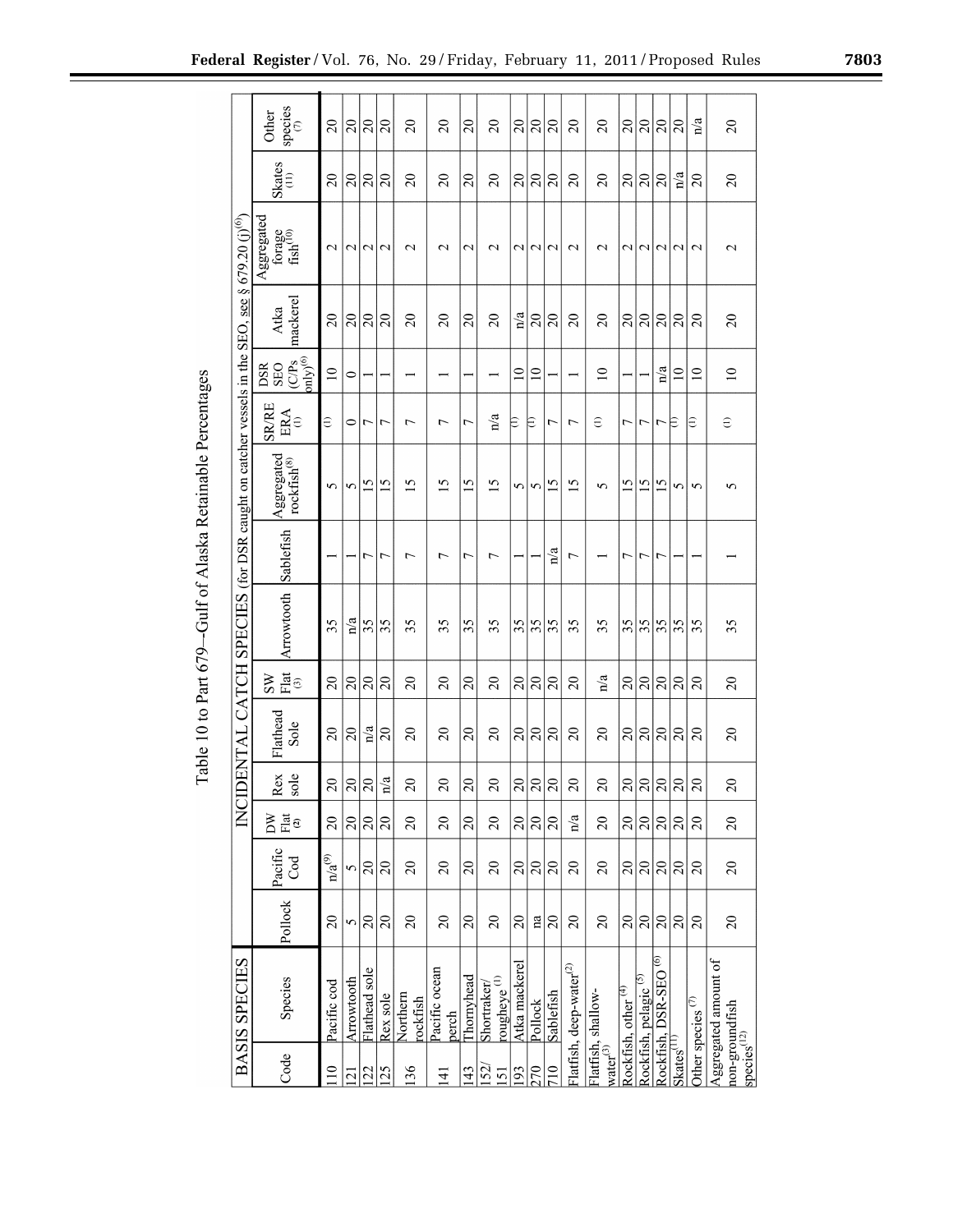Table 10 to Part 679—Gulf of Alaska Retainable Percentages

| BASIS SPECIES | | INCIDENTAL CATCH SPECIES (for DSR caught on catcher vessels in the SEO, see § 679.20 (j)[6]) | | | | | | | | | | | | | | | |
|---|---|---|---|---|---|---|---|---|---|---|---|---|---|---|---|---|---|
| Code | Species | Pollock | Pacific Cod | DW Flat [2] | Rex sole | Flathead Sole | SW Flat [3] | Arrowtooth | Sablefish | Aggregated rockfish[8] | SR/RE ERA [1] | DSR SEO (C/Ps only)[6] | Atka mackerel | Aggregated forage fish[10] | Skates [11] | Other species [7] |
| 110 | Pacific cod | 20 | n/a[9] | 20 | 20 | 20 | 20 | 35 | 1 | 5 | [1] | 10 | 20 | 2 | 20 | 20 |
| 121 | Arrowtooth | 5 | 5 | 20 | 20 | 20 | 20 | n/a | 1 | 5 | 0 | 0 | 20 | 2 | 20 | 20 |
| 122 | Flathead sole | 20 | 20 | 20 | 20 | n/a | 20 | 35 | 7 | 15 | 7 | 1 | 20 | 2 | 20 | 20 |
| 125 | Rex sole | 20 | 20 | 20 | n/a | 20 | 20 | 35 | 7 | 15 | 7 | 1 | 20 | 2 | 20 | 20 |
| 136 | Northern rockfish | 20 | 20 | 20 | 20 | 20 | 20 | 35 | 7 | 15 | 7 | 1 | 20 | 2 | 20 | 20 |
| 141 | Pacific ocean perch | 20 | 20 | 20 | 20 | 20 | 20 | 35 | 7 | 15 | 7 | 1 | 20 | 2 | 20 | 20 |
| 143 | Thornyhead | 20 | 20 | 20 | 20 | 20 | 20 | 35 | 7 | 15 | 7 | 1 | 20 | 2 | 20 | 20 |
| 152/151 | Shortraker/rougheye [1] | 20 | 20 | 20 | 20 | 20 | 20 | 35 | 7 | 15 | n/a | 1 | 20 | 2 | 20 | 20 |
| 193 | Atka mackerel | 20 | 20 | 20 | 20 | 20 | 20 | 35 | 1 | 5 | [1] | 10 | n/a | 2 | 20 | 20 |
| 270 | Pollock | na | 20 | 20 | 20 | 20 | 20 | 35 | 1 | 5 | [1] | 10 | 20 | 2 | 20 | 20 |
| 710 | Sablefish | 20 | 20 | 20 | 20 | 20 | 20 | 35 | n/a | 15 | 7 | 1 | 20 | 2 | 20 | 20 |
| | Flatfish, deep-water[2] | 20 | 20 | n/a | 20 | 20 | 20 | 35 | 7 | 15 | 7 | 1 | 20 | 2 | 20 | 20 |
| | Flatfish, shallow-water[3] | 20 | 20 | 20 | 20 | 20 | n/a | 35 | 1 | 5 | [1] | 10 | 20 | 2 | 20 | 20 |
| | Rockfish, other [4] | 20 | 20 | 20 | 20 | 20 | 20 | 35 | 7 | 15 | 7 | 1 | 20 | 2 | 20 | 20 |
| | Rockfish, pelagic [5] | 20 | 20 | 20 | 20 | 20 | 20 | 35 | 7 | 15 | 7 | 1 | 20 | 2 | 20 | 20 |
| | Rockfish, DSR-SEO [6] | 20 | 20 | 20 | 20 | 20 | 20 | 35 | 7 | 15 | 7 | n/a | 20 | 2 | 20 | 20 |
| | Skates[11] | 20 | 20 | 20 | 20 | 20 | 20 | 35 | 1 | 5 | [1] | 10 | 20 | 2 | n/a | 20 |
| | Other species [7] | 20 | 20 | 20 | 20 | 20 | 20 | 35 | 1 | 5 | [1] | 10 | 20 | 2 | 20 | n/a |
| | Aggregated amount of non-groundfish species[12] | 20 | 20 | 20 | 20 | 20 | 20 | 35 | 1 | 5 | [1] | 10 | 20 | 2 | 20 | 20 |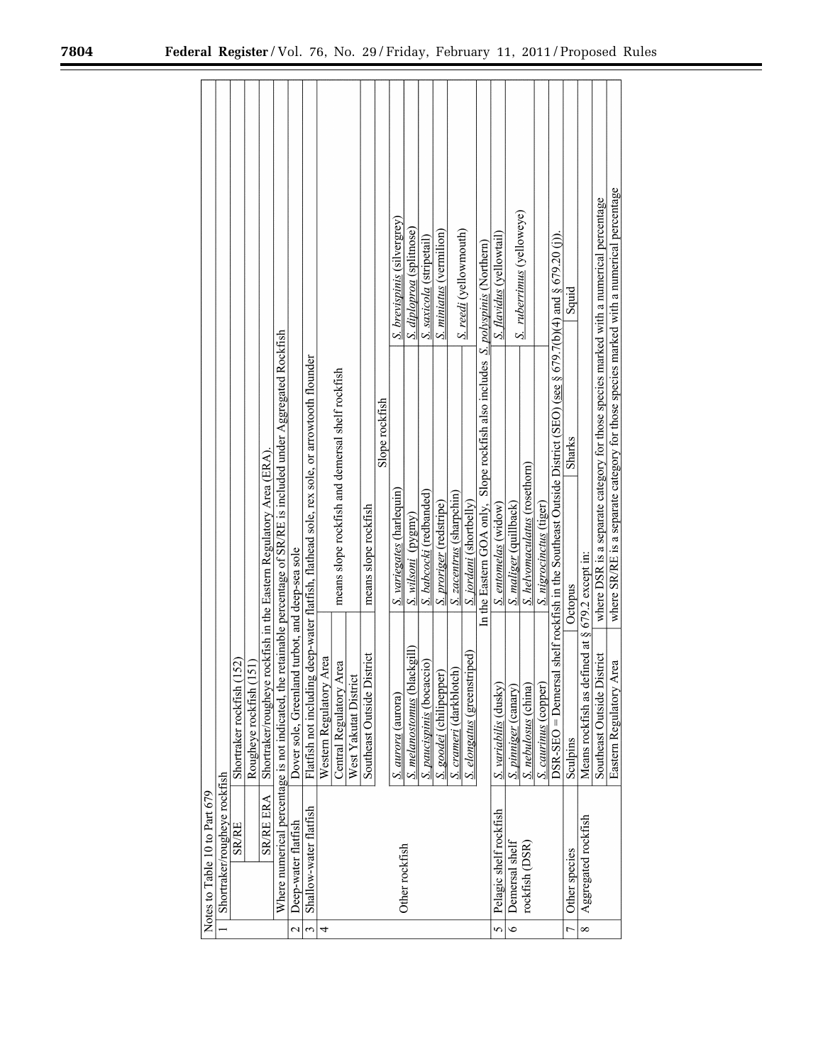Notes to Table 10 to Part 679

| Note | Category | | | |
|---|---|---|---|---|
| 1 | Shortraker/rougheye rockfish | | | |
| | SR/RE | Shortraker rockfish (152) | | |
| | | Rougheye rockfish (151) | | |
| | SR/RE ERA | Shortraker/rougheye rockfish in the Eastern Regulatory Area (ERA). | | |
| | Where numerical percentage is not indicated, the retainable percentage of SR/RE is included under Aggregated Rockfish | | | |
| 2 | Deep-water flatfish | Dover sole, Greenland turbot, and deep-sea sole | | |
| 3 | Shallow-water flatfish | Flatfish not including deep-water flatfish, flathead sole, rex sole, or arrowtooth flounder | | |
| 4 | Other rockfish | Western Regulatory Area | means slope rockfish and demersal shelf rockfish | |
| | | Central Regulatory Area | | |
| | | West Yakutat District | | |
| | | Southeast Outside District | means slope rockfish | |
| | | Slope rockfish | | |
| | | *S. aurora* (aurora) | *S. variegates* (harlequin) | *S. brevispinis* (silvergrey) |
| | | *S. melanostomus* (blackgill) | *S. wilsoni* (pygmy) | *S. diploproa* (splitnose) |
| | | *S. paucispinis* (bocaccio) | *S. babcocki* (redbanded) | *S. saxicola* (stripetail) |
| | | *S. goodei* (chilipepper) | *S. proriger* (redstripe) | *S. miniatus* (vermilion) |
| | | *S. crameri* (darkblotch) | *S. zacentrus* (sharpchin) | *S. reedi* (yellowmouth) |
| | | *S. elongatus* (greenstriped) | *S. jordani* (shortbelly) | |
| | | In the Eastern GOA only, Slope rockfish also includes *S. polyspinis* (Northern) | | |
| 5 | Pelagic shelf rockfish | *S. variabilis* (dusky) | *S. entomelas* (widow) | *S. flavidus* (yellowtail) |
| 6 | Demersal shelf rockfish (DSR) | *S. pinniger* (canary) | *S. maliger* (quillback) | *S. ruberrimus* (yelloweye) |
| | | *S. nebulosus* (china) | *S. helvomaculatus* (rosethorn) | |
| | | *S. caurinus* (copper) | *S. nigrocinctus* (tiger) | |
| | | DSR-SEO = Demersal shelf rockfish in the Southeast Outside District (SEO) (see § 679.7(b)(4) and § 679.20 (j)). | | |
| 7 | Other species | Sculpins | Octopus | Sharks / Squid |
| 8 | Aggregated rockfish | Means rockfish as defined at § 679.2 except in: | | |
| | | Southeast Outside District | where DSR is a separate category for those species marked with a numerical percentage | |
| | | Eastern Regulatory Area | where SR/RE is a separate category for those species marked with a numerical percentage | |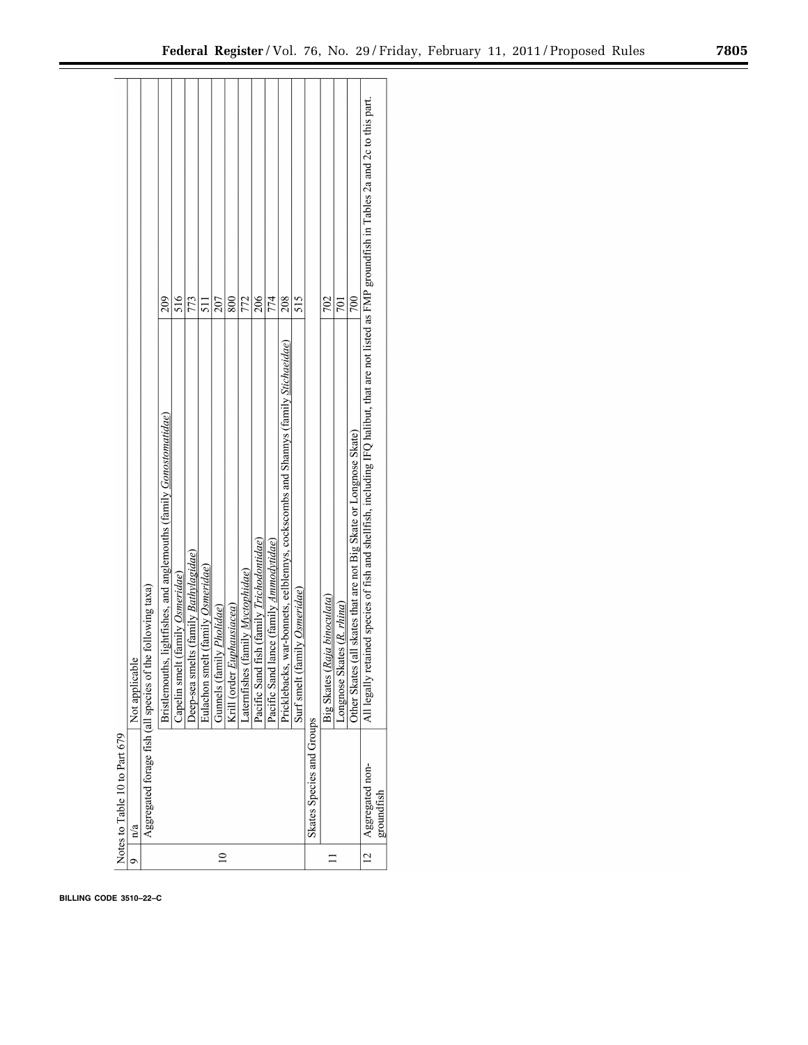Notes to Table 10 to Part 679

| | | | |
|---|---|---|---|
| 9 | n/a | Not applicable | |
| 10 | Aggregated forage fish (all species of the following taxa) | | |
| | | Bristlemouths, lightfishes, and anglemouths (family *Gonostomatidae*) | 209 |
| | | Capelin smelt (family *Osmeridae*) | 516 |
| | | Deep-sea smelts (family *Bathylagidae*) | 773 |
| | | Eulachon smelt (family *Osmeridae*) | 511 |
| | | Gunnels (family *Pholidae*) | 207 |
| | | Krill (order *Euphausiacea*) | 800 |
| | | Laternfishes (family *Myctophidae*) | 772 |
| | | Pacific Sand fish (family *Trichodontidae*) | 206 |
| | | Pacific Sand lance (family *Ammodytidae*) | 774 |
| | | Pricklebacks, war-bonnets, eelblennys, cockscombs and Shannys (family *Stichaeidae*) | 208 |
| | | Surf smelt (family *Osmeridae*) | 515 |
| 11 | Skates Species and Groups | | |
| | | Big Skates (*Raja binoculata*) | 702 |
| | | Longnose Skates (*R. rhina*) | 701 |
| | | Other Skates (all skates that are not Big Skate or Longnose Skate) | 700 |
| 12 | Aggregated non-groundfish | All legally retained species of fish and shellfish, including IFQ halibut, that are not listed as FMP groundfish in Tables 2a and 2c to this part. | |

BILLING CODE 3510–22–C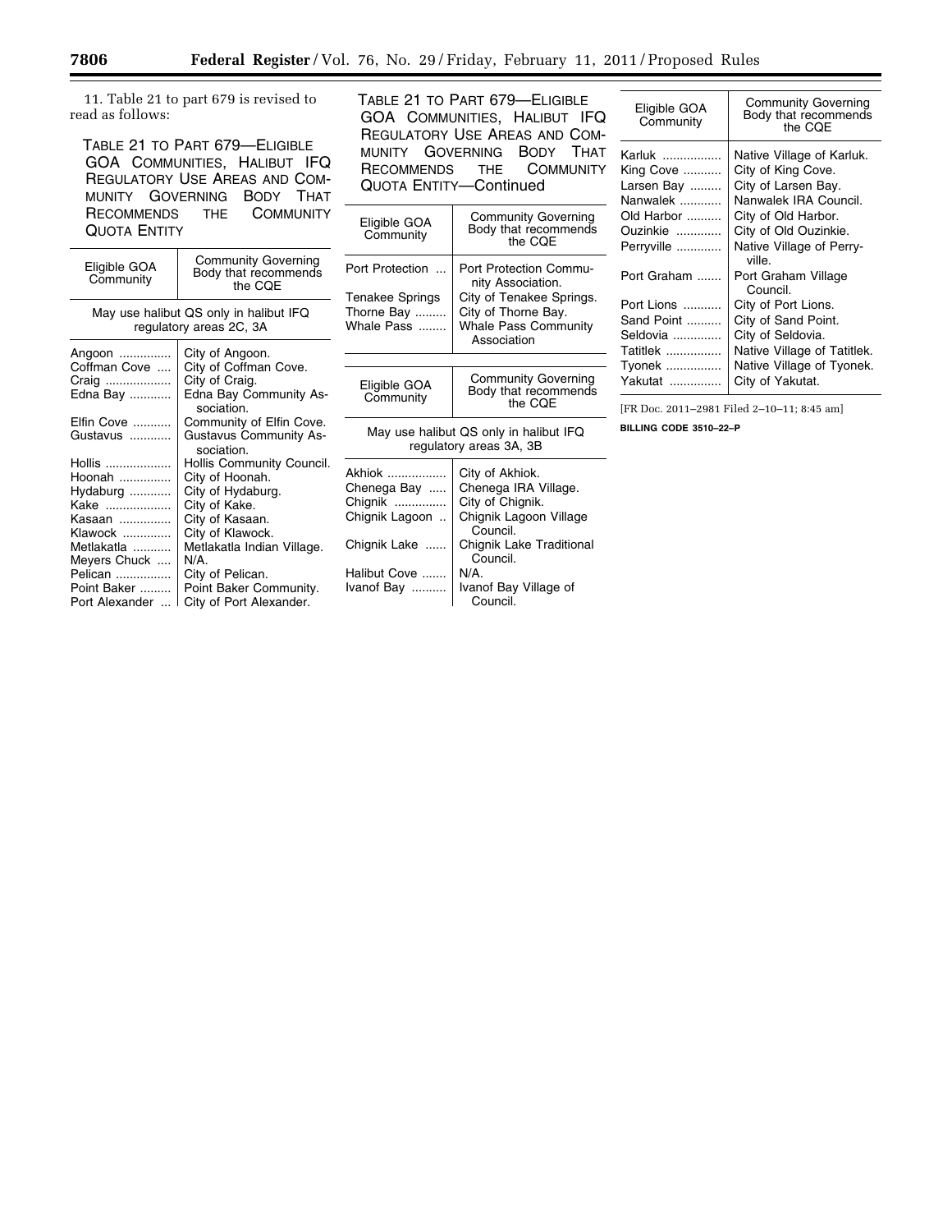11. Table 21 to part 679 is revised to read as follows:

TABLE 21 TO PART 679—ELIGIBLE GOA COMMUNITIES, HALIBUT IFQ REGULATORY USE AREAS AND COMMUNITY GOVERNING BODY THAT RECOMMENDS THE COMMUNITY QUOTA ENTITY

| Eligible GOA Community | Community Governing Body that recommends the CQE |
|---|---|
| May use halibut QS only in halibut IFQ regulatory areas 2C, 3A | |
| Angoon | City of Angoon. |
| Coffman Cove | City of Coffman Cove. |
| Craig | City of Craig. |
| Edna Bay | Edna Bay Community Association. |
| Elfin Cove | Community of Elfin Cove. |
| Gustavus | Gustavus Community Association. |
| Hollis | Hollis Community Council. |
| Hoonah | City of Hoonah. |
| Hydaburg | City of Hydaburg. |
| Kake | City of Kake. |
| Kasaan | City of Kasaan. |
| Klawock | City of Klawock. |
| Metlakatla | Metlakatla Indian Village. |
| Meyers Chuck | N/A. |
| Pelican | City of Pelican. |
| Point Baker | Point Baker Community. |
| Port Alexander | City of Port Alexander. |
| Port Protection | Port Protection Community Association. |
| Tenakee Springs | City of Tenakee Springs. |
| Thorne Bay | City of Thorne Bay. |
| Whale Pass | Whale Pass Community Association |
| May use halibut QS only in halibut IFQ regulatory areas 3A, 3B | |
| Akhiok | City of Akhiok. |
| Chenega Bay | Chenega IRA Village. |
| Chignik | City of Chignik. |
| Chignik Lagoon | Chignik Lagoon Village Council. |
| Chignik Lake | Chignik Lake Traditional Council. |
| Halibut Cove | N/A. |
| Ivanof Bay | Ivanof Bay Village of Council. |
| Karluk | Native Village of Karluk. |
| King Cove | City of King Cove. |
| Larsen Bay | City of Larsen Bay. |
| Nanwalek | Nanwalek IRA Council. |
| Old Harbor | City of Old Harbor. |
| Ouzinkie | City of Old Ouzinkie. |
| Perryville | Native Village of Perryville. |
| Port Graham | Port Graham Village Council. |
| Port Lions | City of Port Lions. |
| Sand Point | City of Sand Point. |
| Seldovia | City of Seldovia. |
| Tatitlek | Native Village of Tatitlek. |
| Tyonek | Native Village of Tyonek. |
| Yakutat | City of Yakutat. |

[FR Doc. 2011–2981 Filed 2–10–11; 8:45 am]

**BILLING CODE 3510–22–P**